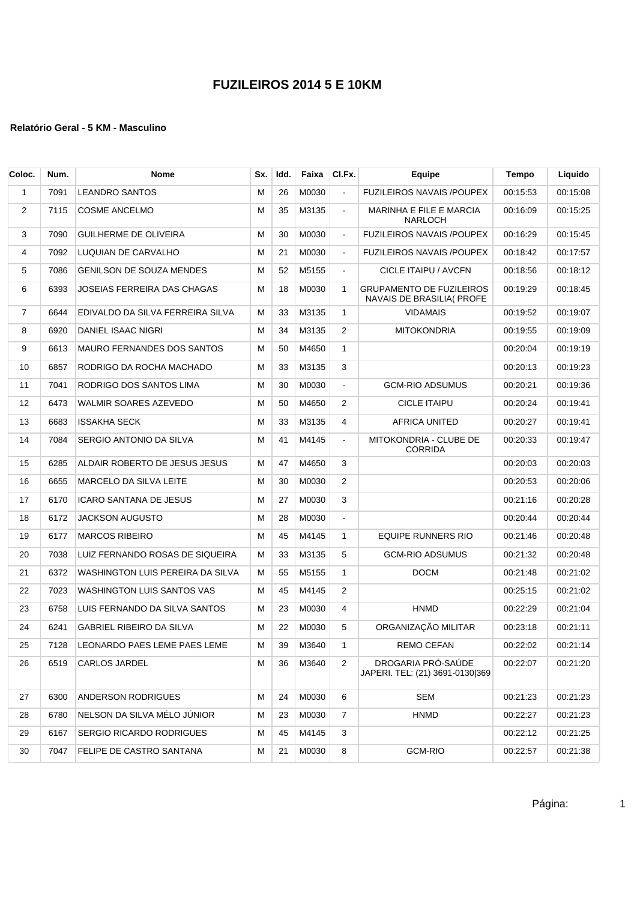# FUZILEIROS 2014 5 E 10KM

### Relatório Geral - 5 KM - Masculino

| Coloc. | Num. | Nome | Sx. | Idd. | Faixa | Cl.Fx. | Equipe | Tempo | Liquido |
|---|---|---|---|---|---|---|---|---|---|
| 1 | 7091 | LEANDRO SANTOS | M | 26 | M0030 | - | FUZILEIROS NAVAIS /POUPEX | 00:15:53 | 00:15:08 |
| 2 | 7115 | COSME ANCELMO | M | 35 | M3135 | - | MARINHA E FILE E MARCIA NARLOCH | 00:16:09 | 00:15:25 |
| 3 | 7090 | GUILHERME DE OLIVEIRA | M | 30 | M0030 | - | FUZILEIROS NAVAIS /POUPEX | 00:16:29 | 00:15:45 |
| 4 | 7092 | LUQUIAN DE CARVALHO | M | 21 | M0030 | - | FUZILEIROS NAVAIS /POUPEX | 00:18:42 | 00:17:57 |
| 5 | 7086 | GENILSON DE SOUZA MENDES | M | 52 | M5155 | - | CICLE ITAIPU / AVCFN | 00:18:56 | 00:18:12 |
| 6 | 6393 | JOSEIAS FERREIRA DAS CHAGAS | M | 18 | M0030 | 1 | GRUPAMENTO DE FUZILEIROS NAVAIS DE BRASILIA( PROFE | 00:19:29 | 00:18:45 |
| 7 | 6644 | EDIVALDO DA SILVA FERREIRA SILVA | M | 33 | M3135 | 1 | VIDAMAIS | 00:19:52 | 00:19:07 |
| 8 | 6920 | DANIEL ISAAC NIGRI | M | 34 | M3135 | 2 | MITOKONDRIA | 00:19:55 | 00:19:09 |
| 9 | 6613 | MAURO FERNANDES DOS SANTOS | M | 50 | M4650 | 1 | | 00:20:04 | 00:19:19 |
| 10 | 6857 | RODRIGO DA ROCHA MACHADO | M | 33 | M3135 | 3 | | 00:20:13 | 00:19:23 |
| 11 | 7041 | RODRIGO DOS SANTOS LIMA | M | 30 | M0030 | - | GCM-RIO ADSUMUS | 00:20:21 | 00:19:36 |
| 12 | 6473 | WALMIR SOARES AZEVEDO | M | 50 | M4650 | 2 | CICLE ITAIPU | 00:20:24 | 00:19:41 |
| 13 | 6683 | ISSAKHA SECK | M | 33 | M3135 | 4 | AFRICA UNITED | 00:20:27 | 00:19:41 |
| 14 | 7084 | SERGIO ANTONIO DA SILVA | M | 41 | M4145 | - | MITOKONDRIA - CLUBE DE CORRIDA | 00:20:33 | 00:19:47 |
| 15 | 6285 | ALDAIR ROBERTO DE JESUS JESUS | M | 47 | M4650 | 3 | | 00:20:03 | 00:20:03 |
| 16 | 6655 | MARCELO DA SILVA LEITE | M | 30 | M0030 | 2 | | 00:20:53 | 00:20:06 |
| 17 | 6170 | ICARO SANTANA DE JESUS | M | 27 | M0030 | 3 | | 00:21:16 | 00:20:28 |
| 18 | 6172 | JACKSON AUGUSTO | M | 28 | M0030 | - | | 00:20:44 | 00:20:44 |
| 19 | 6177 | MARCOS RIBEIRO | M | 45 | M4145 | 1 | EQUIPE RUNNERS RIO | 00:21:46 | 00:20:48 |
| 20 | 7038 | LUIZ FERNANDO ROSAS DE SIQUEIRA | M | 33 | M3135 | 5 | GCM-RIO ADSUMUS | 00:21:32 | 00:20:48 |
| 21 | 6372 | WASHINGTON LUIS PEREIRA DA SILVA | M | 55 | M5155 | 1 | DOCM | 00:21:48 | 00:21:02 |
| 22 | 7023 | WASHINGTON LUIS SANTOS VAS | M | 45 | M4145 | 2 | | 00:25:15 | 00:21:02 |
| 23 | 6758 | LUIS FERNANDO DA SILVA SANTOS | M | 23 | M0030 | 4 | HNMD | 00:22:29 | 00:21:04 |
| 24 | 6241 | GABRIEL RIBEIRO DA SILVA | M | 22 | M0030 | 5 | ORGANIZAÇÃO MILITAR | 00:23:18 | 00:21:11 |
| 25 | 7128 | LEONARDO PAES LEME PAES LEME | M | 39 | M3640 | 1 | REMO CEFAN | 00:22:02 | 00:21:14 |
| 26 | 6519 | CARLOS JARDEL | M | 36 | M3640 | 2 | DROGARIA PRÓ-SAÚDE JAPERI. TEL: (21) 3691-0130\|369 | 00:22:07 | 00:21:20 |
| 27 | 6300 | ANDERSON RODRIGUES | M | 24 | M0030 | 6 | SEM | 00:21:23 | 00:21:23 |
| 28 | 6780 | NELSON DA SILVA MÉLO JÚNIOR | M | 23 | M0030 | 7 | HNMD | 00:22:27 | 00:21:23 |
| 29 | 6167 | SERGIO RICARDO RODRIGUES | M | 45 | M4145 | 3 | | 00:22:12 | 00:21:25 |
| 30 | 7047 | FELIPE DE CASTRO SANTANA | M | 21 | M0030 | 8 | GCM-RIO | 00:22:57 | 00:21:38 |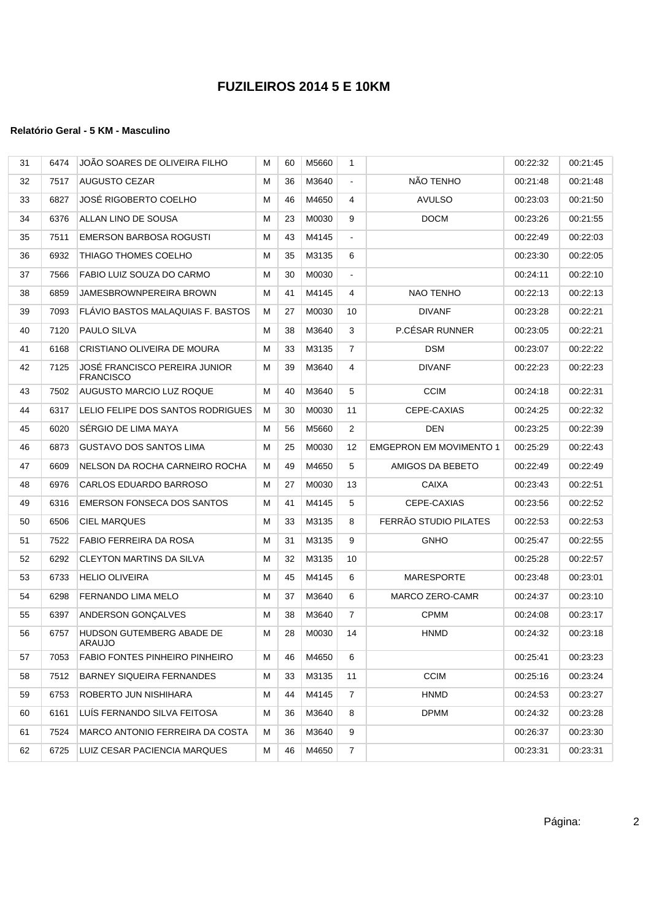# FUZILEIROS 2014 5 E 10KM

**Relatório Geral - 5 KM - Masculino**

| | | | | | | | | | |
|---|---|---|---|---|---|---|---|---|---|
| 31 | 6474 | JOÃO SOARES DE OLIVEIRA FILHO | M | 60 | M5660 | 1 | | 00:22:32 | 00:21:45 |
| 32 | 7517 | AUGUSTO CEZAR | M | 36 | M3640 | - | NÃO TENHO | 00:21:48 | 00:21:48 |
| 33 | 6827 | JOSÉ RIGOBERTO COELHO | M | 46 | M4650 | 4 | AVULSO | 00:23:03 | 00:21:50 |
| 34 | 6376 | ALLAN LINO DE SOUSA | M | 23 | M0030 | 9 | DOCM | 00:23:26 | 00:21:55 |
| 35 | 7511 | EMERSON BARBOSA ROGUSTI | M | 43 | M4145 | - | | 00:22:49 | 00:22:03 |
| 36 | 6932 | THIAGO THOMES COELHO | M | 35 | M3135 | 6 | | 00:23:30 | 00:22:05 |
| 37 | 7566 | FABIO LUIZ SOUZA DO CARMO | M | 30 | M0030 | - | | 00:24:11 | 00:22:10 |
| 38 | 6859 | JAMESBROWNPEREIRA BROWN | M | 41 | M4145 | 4 | NAO TENHO | 00:22:13 | 00:22:13 |
| 39 | 7093 | FLÁVIO BASTOS MALAQUIAS F. BASTOS | M | 27 | M0030 | 10 | DIVANF | 00:23:28 | 00:22:21 |
| 40 | 7120 | PAULO SILVA | M | 38 | M3640 | 3 | P.CÉSAR RUNNER | 00:23:05 | 00:22:21 |
| 41 | 6168 | CRISTIANO OLIVEIRA DE MOURA | M | 33 | M3135 | 7 | DSM | 00:23:07 | 00:22:22 |
| 42 | 7125 | JOSÉ FRANCISCO PEREIRA JUNIOR FRANCISCO | M | 39 | M3640 | 4 | DIVANF | 00:22:23 | 00:22:23 |
| 43 | 7502 | AUGUSTO MARCIO LUZ ROQUE | M | 40 | M3640 | 5 | CCIM | 00:24:18 | 00:22:31 |
| 44 | 6317 | LELIO FELIPE DOS SANTOS RODRIGUES | M | 30 | M0030 | 11 | CEPE-CAXIAS | 00:24:25 | 00:22:32 |
| 45 | 6020 | SÉRGIO DE LIMA MAYA | M | 56 | M5660 | 2 | DEN | 00:23:25 | 00:22:39 |
| 46 | 6873 | GUSTAVO DOS SANTOS LIMA | M | 25 | M0030 | 12 | EMGEPRON EM MOVIMENTO 1 | 00:25:29 | 00:22:43 |
| 47 | 6609 | NELSON DA ROCHA CARNEIRO ROCHA | M | 49 | M4650 | 5 | AMIGOS DA BEBETO | 00:22:49 | 00:22:49 |
| 48 | 6976 | CARLOS EDUARDO BARROSO | M | 27 | M0030 | 13 | CAIXA | 00:23:43 | 00:22:51 |
| 49 | 6316 | EMERSON FONSECA DOS SANTOS | M | 41 | M4145 | 5 | CEPE-CAXIAS | 00:23:56 | 00:22:52 |
| 50 | 6506 | CIEL MARQUES | M | 33 | M3135 | 8 | FERRÃO STUDIO PILATES | 00:22:53 | 00:22:53 |
| 51 | 7522 | FABIO FERREIRA DA ROSA | M | 31 | M3135 | 9 | GNHO | 00:25:47 | 00:22:55 |
| 52 | 6292 | CLEYTON MARTINS DA SILVA | M | 32 | M3135 | 10 | | 00:25:28 | 00:22:57 |
| 53 | 6733 | HELIO OLIVEIRA | M | 45 | M4145 | 6 | MARESPORTE | 00:23:48 | 00:23:01 |
| 54 | 6298 | FERNANDO LIMA MELO | M | 37 | M3640 | 6 | MARCO ZERO-CAMR | 00:24:37 | 00:23:10 |
| 55 | 6397 | ANDERSON GONÇALVES | M | 38 | M3640 | 7 | CPMM | 00:24:08 | 00:23:17 |
| 56 | 6757 | HUDSON GUTEMBERG ABADE DE ARAUJO | M | 28 | M0030 | 14 | HNMD | 00:24:32 | 00:23:18 |
| 57 | 7053 | FABIO FONTES PINHEIRO PINHEIRO | M | 46 | M4650 | 6 | | 00:25:41 | 00:23:23 |
| 58 | 7512 | BARNEY SIQUEIRA FERNANDES | M | 33 | M3135 | 11 | CCIM | 00:25:16 | 00:23:24 |
| 59 | 6753 | ROBERTO JUN NISHIHARA | M | 44 | M4145 | 7 | HNMD | 00:24:53 | 00:23:27 |
| 60 | 6161 | LUÍS FERNANDO SILVA FEITOSA | M | 36 | M3640 | 8 | DPMM | 00:24:32 | 00:23:28 |
| 61 | 7524 | MARCO ANTONIO FERREIRA DA COSTA | M | 36 | M3640 | 9 | | 00:26:37 | 00:23:30 |
| 62 | 6725 | LUIZ CESAR PACIENCIA MARQUES | M | 46 | M4650 | 7 | | 00:23:31 | 00:23:31 |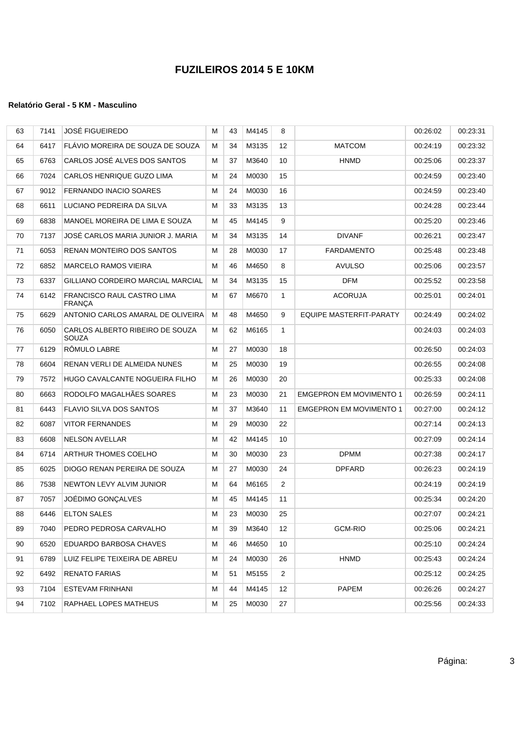# FUZILEIROS 2014 5 E 10KM

**Relatório Geral - 5 KM - Masculino**

| | | | | | | | | | |
|---|---|---|---|---|---|---|---|---|---|
| 63 | 7141 | JOSÉ FIGUEIREDO | M | 43 | M4145 | 8 | | 00:26:02 | 00:23:31 |
| 64 | 6417 | FLÁVIO MOREIRA DE SOUZA DE SOUZA | M | 34 | M3135 | 12 | MATCOM | 00:24:19 | 00:23:32 |
| 65 | 6763 | CARLOS JOSÉ ALVES DOS SANTOS | M | 37 | M3640 | 10 | HNMD | 00:25:06 | 00:23:37 |
| 66 | 7024 | CARLOS HENRIQUE GUZO LIMA | M | 24 | M0030 | 15 | | 00:24:59 | 00:23:40 |
| 67 | 9012 | FERNANDO INACIO SOARES | M | 24 | M0030 | 16 | | 00:24:59 | 00:23:40 |
| 68 | 6611 | LUCIANO PEDREIRA DA SILVA | M | 33 | M3135 | 13 | | 00:24:28 | 00:23:44 |
| 69 | 6838 | MANOEL MOREIRA DE LIMA E SOUZA | M | 45 | M4145 | 9 | | 00:25:20 | 00:23:46 |
| 70 | 7137 | JOSÉ CARLOS MARIA JUNIOR J. MARIA | M | 34 | M3135 | 14 | DIVANF | 00:26:21 | 00:23:47 |
| 71 | 6053 | RENAN MONTEIRO DOS SANTOS | M | 28 | M0030 | 17 | FARDAMENTO | 00:25:48 | 00:23:48 |
| 72 | 6852 | MARCELO RAMOS VIEIRA | M | 46 | M4650 | 8 | AVULSO | 00:25:06 | 00:23:57 |
| 73 | 6337 | GILLIANO CORDEIRO MARCIAL MARCIAL | M | 34 | M3135 | 15 | DFM | 00:25:52 | 00:23:58 |
| 74 | 6142 | FRANCISCO RAUL CASTRO LIMA FRANÇA | M | 67 | M6670 | 1 | ACORUJA | 00:25:01 | 00:24:01 |
| 75 | 6629 | ANTONIO CARLOS AMARAL DE OLIVEIRA | M | 48 | M4650 | 9 | EQUIPE MASTERFIT-PARATY | 00:24:49 | 00:24:02 |
| 76 | 6050 | CARLOS ALBERTO RIBEIRO DE SOUZA SOUZA | M | 62 | M6165 | 1 | | 00:24:03 | 00:24:03 |
| 77 | 6129 | RÔMULO LABRE | M | 27 | M0030 | 18 | | 00:26:50 | 00:24:03 |
| 78 | 6604 | RENAN VERLI DE ALMEIDA NUNES | M | 25 | M0030 | 19 | | 00:26:55 | 00:24:08 |
| 79 | 7572 | HUGO CAVALCANTE NOGUEIRA FILHO | M | 26 | M0030 | 20 | | 00:25:33 | 00:24:08 |
| 80 | 6663 | RODOLFO MAGALHÃES SOARES | M | 23 | M0030 | 21 | EMGEPRON EM MOVIMENTO 1 | 00:26:59 | 00:24:11 |
| 81 | 6443 | FLAVIO SILVA DOS SANTOS | M | 37 | M3640 | 11 | EMGEPRON EM MOVIMENTO 1 | 00:27:00 | 00:24:12 |
| 82 | 6087 | VITOR FERNANDES | M | 29 | M0030 | 22 | | 00:27:14 | 00:24:13 |
| 83 | 6608 | NELSON AVELLAR | M | 42 | M4145 | 10 | | 00:27:09 | 00:24:14 |
| 84 | 6714 | ARTHUR THOMES COELHO | M | 30 | M0030 | 23 | DPMM | 00:27:38 | 00:24:17 |
| 85 | 6025 | DIOGO RENAN PEREIRA DE SOUZA | M | 27 | M0030 | 24 | DPFARD | 00:26:23 | 00:24:19 |
| 86 | 7538 | NEWTON LEVY ALVIM JUNIOR | M | 64 | M6165 | 2 | | 00:24:19 | 00:24:19 |
| 87 | 7057 | JOÉDIMO GONÇALVES | M | 45 | M4145 | 11 | | 00:25:34 | 00:24:20 |
| 88 | 6446 | ELTON SALES | M | 23 | M0030 | 25 | | 00:27:07 | 00:24:21 |
| 89 | 7040 | PEDRO PEDROSA CARVALHO | M | 39 | M3640 | 12 | GCM-RIO | 00:25:06 | 00:24:21 |
| 90 | 6520 | EDUARDO BARBOSA CHAVES | M | 46 | M4650 | 10 | | 00:25:10 | 00:24:24 |
| 91 | 6789 | LUIZ FELIPE TEIXEIRA DE ABREU | M | 24 | M0030 | 26 | HNMD | 00:25:43 | 00:24:24 |
| 92 | 6492 | RENATO FARIAS | M | 51 | M5155 | 2 | | 00:25:12 | 00:24:25 |
| 93 | 7104 | ESTEVAM FRINHANI | M | 44 | M4145 | 12 | PAPEM | 00:26:26 | 00:24:27 |
| 94 | 7102 | RAPHAEL LOPES MATHEUS | M | 25 | M0030 | 27 | | 00:25:56 | 00:24:33 |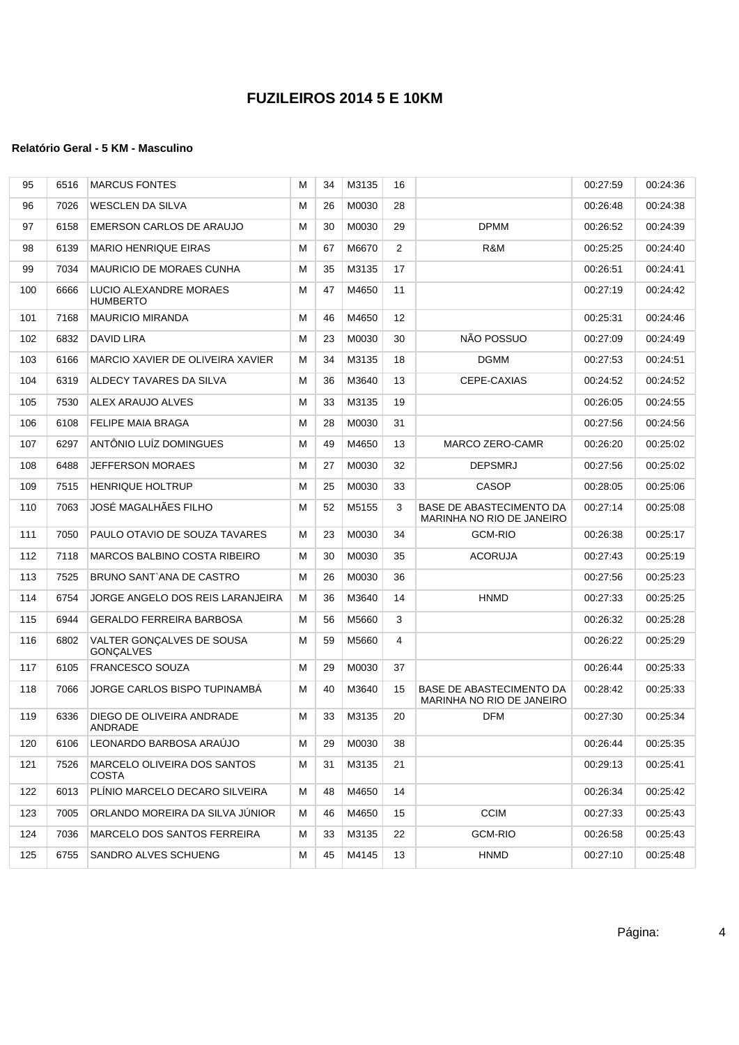# FUZILEIROS 2014 5 E 10KM

**Relatório Geral - 5 KM - Masculino**

| | | | | | | | | | |
|---|---|---|---|---|---|---|---|---|---|
| 95 | 6516 | MARCUS FONTES | M | 34 | M3135 | 16 | | 00:27:59 | 00:24:36 |
| 96 | 7026 | WESCLEN DA SILVA | M | 26 | M0030 | 28 | | 00:26:48 | 00:24:38 |
| 97 | 6158 | EMERSON CARLOS DE ARAUJO | M | 30 | M0030 | 29 | DPMM | 00:26:52 | 00:24:39 |
| 98 | 6139 | MARIO HENRIQUE EIRAS | M | 67 | M6670 | 2 | R&M | 00:25:25 | 00:24:40 |
| 99 | 7034 | MAURICIO DE MORAES CUNHA | M | 35 | M3135 | 17 | | 00:26:51 | 00:24:41 |
| 100 | 6666 | LUCIO ALEXANDRE MORAES HUMBERTO | M | 47 | M4650 | 11 | | 00:27:19 | 00:24:42 |
| 101 | 7168 | MAURICIO MIRANDA | M | 46 | M4650 | 12 | | 00:25:31 | 00:24:46 |
| 102 | 6832 | DAVID LIRA | M | 23 | M0030 | 30 | NÃO POSSUO | 00:27:09 | 00:24:49 |
| 103 | 6166 | MARCIO XAVIER DE OLIVEIRA XAVIER | M | 34 | M3135 | 18 | DGMM | 00:27:53 | 00:24:51 |
| 104 | 6319 | ALDECY TAVARES DA SILVA | M | 36 | M3640 | 13 | CEPE-CAXIAS | 00:24:52 | 00:24:52 |
| 105 | 7530 | ALEX ARAUJO ALVES | M | 33 | M3135 | 19 | | 00:26:05 | 00:24:55 |
| 106 | 6108 | FELIPE MAIA BRAGA | M | 28 | M0030 | 31 | | 00:27:56 | 00:24:56 |
| 107 | 6297 | ANTÔNIO LUÍZ DOMINGUES | M | 49 | M4650 | 13 | MARCO ZERO-CAMR | 00:26:20 | 00:25:02 |
| 108 | 6488 | JEFFERSON MORAES | M | 27 | M0030 | 32 | DEPSMRJ | 00:27:56 | 00:25:02 |
| 109 | 7515 | HENRIQUE HOLTRUP | M | 25 | M0030 | 33 | CASOP | 00:28:05 | 00:25:06 |
| 110 | 7063 | JOSÉ MAGALHÃES FILHO | M | 52 | M5155 | 3 | BASE DE ABASTECIMENTO DA MARINHA NO RIO DE JANEIRO | 00:27:14 | 00:25:08 |
| 111 | 7050 | PAULO OTAVIO DE SOUZA TAVARES | M | 23 | M0030 | 34 | GCM-RIO | 00:26:38 | 00:25:17 |
| 112 | 7118 | MARCOS BALBINO COSTA RIBEIRO | M | 30 | M0030 | 35 | ACORUJA | 00:27:43 | 00:25:19 |
| 113 | 7525 | BRUNO SANT`ANA DE CASTRO | M | 26 | M0030 | 36 | | 00:27:56 | 00:25:23 |
| 114 | 6754 | JORGE ANGELO DOS REIS LARANJEIRA | M | 36 | M3640 | 14 | HNMD | 00:27:33 | 00:25:25 |
| 115 | 6944 | GERALDO FERREIRA BARBOSA | M | 56 | M5660 | 3 | | 00:26:32 | 00:25:28 |
| 116 | 6802 | VALTER GONÇALVES DE SOUSA GONÇALVES | M | 59 | M5660 | 4 | | 00:26:22 | 00:25:29 |
| 117 | 6105 | FRANCESCO SOUZA | M | 29 | M0030 | 37 | | 00:26:44 | 00:25:33 |
| 118 | 7066 | JORGE CARLOS BISPO TUPINAMBÁ | M | 40 | M3640 | 15 | BASE DE ABASTECIMENTO DA MARINHA NO RIO DE JANEIRO | 00:28:42 | 00:25:33 |
| 119 | 6336 | DIEGO DE OLIVEIRA ANDRADE ANDRADE | M | 33 | M3135 | 20 | DFM | 00:27:30 | 00:25:34 |
| 120 | 6106 | LEONARDO BARBOSA ARAÚJO | M | 29 | M0030 | 38 | | 00:26:44 | 00:25:35 |
| 121 | 7526 | MARCELO OLIVEIRA DOS SANTOS COSTA | M | 31 | M3135 | 21 | | 00:29:13 | 00:25:41 |
| 122 | 6013 | PLÍNIO MARCELO DECARO SILVEIRA | M | 48 | M4650 | 14 | | 00:26:34 | 00:25:42 |
| 123 | 7005 | ORLANDO MOREIRA DA SILVA JÚNIOR | M | 46 | M4650 | 15 | CCIM | 00:27:33 | 00:25:43 |
| 124 | 7036 | MARCELO DOS SANTOS FERREIRA | M | 33 | M3135 | 22 | GCM-RIO | 00:26:58 | 00:25:43 |
| 125 | 6755 | SANDRO ALVES SCHUENG | M | 45 | M4145 | 13 | HNMD | 00:27:10 | 00:25:48 |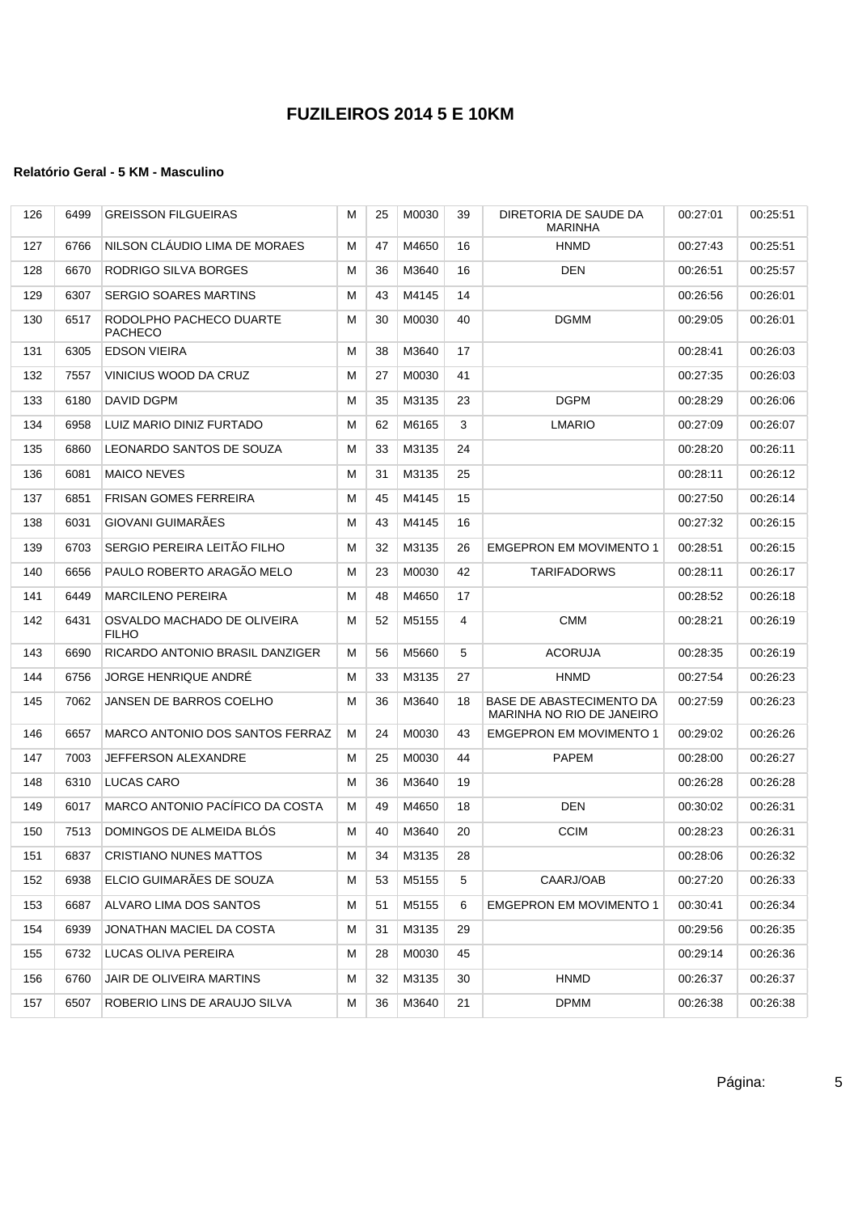# FUZILEIROS 2014 5 E 10KM

### Relatório Geral - 5 KM - Masculino

| | | | | | | | | | |
|---|---|---|---|---|---|---|---|---|---|
| 126 | 6499 | GREISSON FILGUEIRAS | M | 25 | M0030 | 39 | DIRETORIA DE SAUDE DA MARINHA | 00:27:01 | 00:25:51 |
| 127 | 6766 | NILSON CLÁUDIO LIMA DE MORAES | M | 47 | M4650 | 16 | HNMD | 00:27:43 | 00:25:51 |
| 128 | 6670 | RODRIGO SILVA BORGES | M | 36 | M3640 | 16 | DEN | 00:26:51 | 00:25:57 |
| 129 | 6307 | SERGIO SOARES MARTINS | M | 43 | M4145 | 14 | | 00:26:56 | 00:26:01 |
| 130 | 6517 | RODOLPHO PACHECO DUARTE PACHECO | M | 30 | M0030 | 40 | DGMM | 00:29:05 | 00:26:01 |
| 131 | 6305 | EDSON VIEIRA | M | 38 | M3640 | 17 | | 00:28:41 | 00:26:03 |
| 132 | 7557 | VINICIUS WOOD DA CRUZ | M | 27 | M0030 | 41 | | 00:27:35 | 00:26:03 |
| 133 | 6180 | DAVID DGPM | M | 35 | M3135 | 23 | DGPM | 00:28:29 | 00:26:06 |
| 134 | 6958 | LUIZ MARIO DINIZ FURTADO | M | 62 | M6165 | 3 | LMARIO | 00:27:09 | 00:26:07 |
| 135 | 6860 | LEONARDO SANTOS DE SOUZA | M | 33 | M3135 | 24 | | 00:28:20 | 00:26:11 |
| 136 | 6081 | MAICO NEVES | M | 31 | M3135 | 25 | | 00:28:11 | 00:26:12 |
| 137 | 6851 | FRISAN GOMES FERREIRA | M | 45 | M4145 | 15 | | 00:27:50 | 00:26:14 |
| 138 | 6031 | GIOVANI GUIMARÃES | M | 43 | M4145 | 16 | | 00:27:32 | 00:26:15 |
| 139 | 6703 | SERGIO PEREIRA LEITÃO FILHO | M | 32 | M3135 | 26 | EMGEPRON EM MOVIMENTO 1 | 00:28:51 | 00:26:15 |
| 140 | 6656 | PAULO ROBERTO ARAGÃO MELO | M | 23 | M0030 | 42 | TARIFADORWS | 00:28:11 | 00:26:17 |
| 141 | 6449 | MARCILENO PEREIRA | M | 48 | M4650 | 17 | | 00:28:52 | 00:26:18 |
| 142 | 6431 | OSVALDO MACHADO DE OLIVEIRA FILHO | M | 52 | M5155 | 4 | CMM | 00:28:21 | 00:26:19 |
| 143 | 6690 | RICARDO ANTONIO BRASIL DANZIGER | M | 56 | M5660 | 5 | ACORUJA | 00:28:35 | 00:26:19 |
| 144 | 6756 | JORGE HENRIQUE ANDRÉ | M | 33 | M3135 | 27 | HNMD | 00:27:54 | 00:26:23 |
| 145 | 7062 | JANSEN DE BARROS COELHO | M | 36 | M3640 | 18 | BASE DE ABASTECIMENTO DA MARINHA NO RIO DE JANEIRO | 00:27:59 | 00:26:23 |
| 146 | 6657 | MARCO ANTONIO DOS SANTOS FERRAZ | M | 24 | M0030 | 43 | EMGEPRON EM MOVIMENTO 1 | 00:29:02 | 00:26:26 |
| 147 | 7003 | JEFFERSON ALEXANDRE | M | 25 | M0030 | 44 | PAPEM | 00:28:00 | 00:26:27 |
| 148 | 6310 | LUCAS CARO | M | 36 | M3640 | 19 | | 00:26:28 | 00:26:28 |
| 149 | 6017 | MARCO ANTONIO PACÍFICO DA COSTA | M | 49 | M4650 | 18 | DEN | 00:30:02 | 00:26:31 |
| 150 | 7513 | DOMINGOS DE ALMEIDA BLÓS | M | 40 | M3640 | 20 | CCIM | 00:28:23 | 00:26:31 |
| 151 | 6837 | CRISTIANO NUNES MATTOS | M | 34 | M3135 | 28 | | 00:28:06 | 00:26:32 |
| 152 | 6938 | ELCIO GUIMARÃES DE SOUZA | M | 53 | M5155 | 5 | CAARJ/OAB | 00:27:20 | 00:26:33 |
| 153 | 6687 | ALVARO LIMA DOS SANTOS | M | 51 | M5155 | 6 | EMGEPRON EM MOVIMENTO 1 | 00:30:41 | 00:26:34 |
| 154 | 6939 | JONATHAN MACIEL DA COSTA | M | 31 | M3135 | 29 | | 00:29:56 | 00:26:35 |
| 155 | 6732 | LUCAS OLIVA PEREIRA | M | 28 | M0030 | 45 | | 00:29:14 | 00:26:36 |
| 156 | 6760 | JAIR DE OLIVEIRA MARTINS | M | 32 | M3135 | 30 | HNMD | 00:26:37 | 00:26:37 |
| 157 | 6507 | ROBERIO LINS DE ARAUJO SILVA | M | 36 | M3640 | 21 | DPMM | 00:26:38 | 00:26:38 |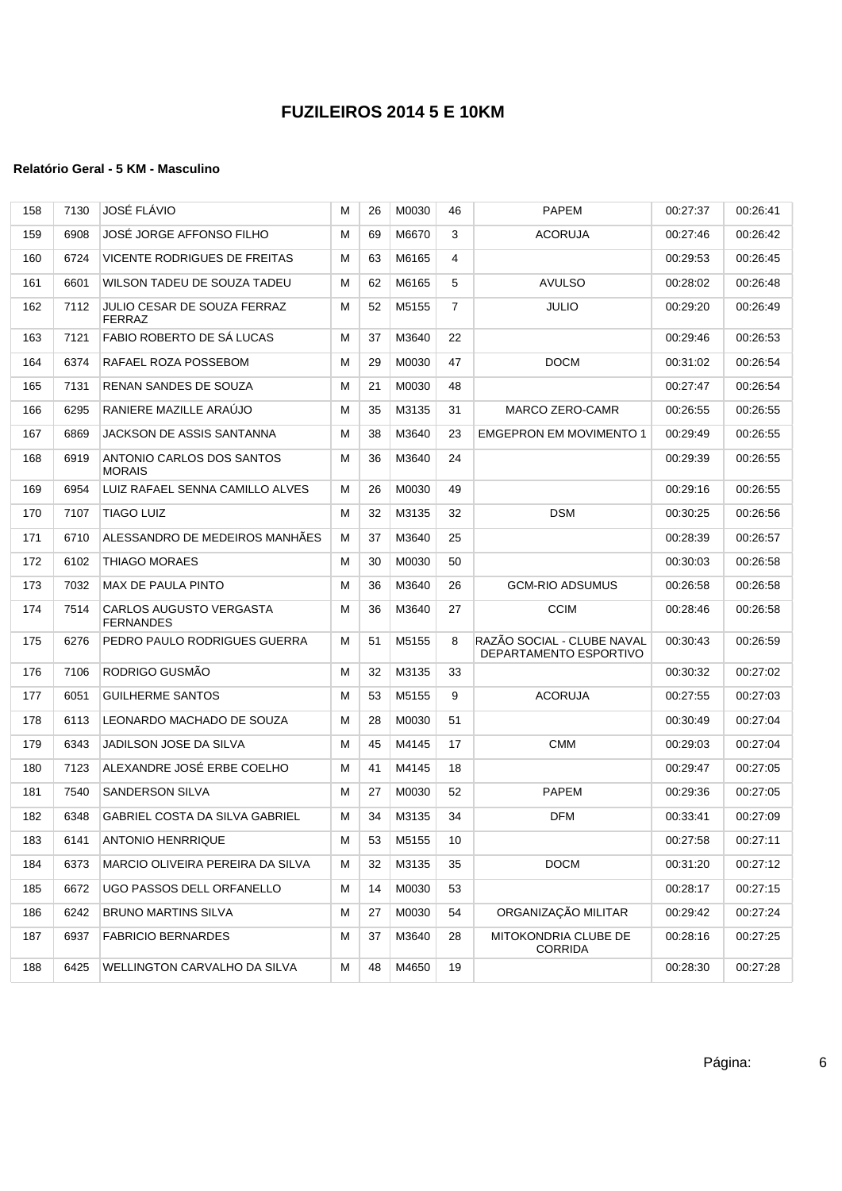# FUZILEIROS 2014 5 E 10KM

#### Relatório Geral - 5 KM - Masculino

| | | | | | | | | | |
|---|---|---|---|---|---|---|---|---|---|
| 158 | 7130 | JOSÉ FLÁVIO | M | 26 | M0030 | 46 | PAPEM | 00:27:37 | 00:26:41 |
| 159 | 6908 | JOSÉ JORGE AFFONSO FILHO | M | 69 | M6670 | 3 | ACORUJA | 00:27:46 | 00:26:42 |
| 160 | 6724 | VICENTE RODRIGUES DE FREITAS | M | 63 | M6165 | 4 | | 00:29:53 | 00:26:45 |
| 161 | 6601 | WILSON TADEU DE SOUZA TADEU | M | 62 | M6165 | 5 | AVULSO | 00:28:02 | 00:26:48 |
| 162 | 7112 | JULIO CESAR DE SOUZA FERRAZ FERRAZ | M | 52 | M5155 | 7 | JULIO | 00:29:20 | 00:26:49 |
| 163 | 7121 | FABIO ROBERTO DE SÁ LUCAS | M | 37 | M3640 | 22 | | 00:29:46 | 00:26:53 |
| 164 | 6374 | RAFAEL ROZA POSSEBOM | M | 29 | M0030 | 47 | DOCM | 00:31:02 | 00:26:54 |
| 165 | 7131 | RENAN SANDES DE SOUZA | M | 21 | M0030 | 48 | | 00:27:47 | 00:26:54 |
| 166 | 6295 | RANIERE MAZILLE ARAÚJO | M | 35 | M3135 | 31 | MARCO ZERO-CAMR | 00:26:55 | 00:26:55 |
| 167 | 6869 | JACKSON DE ASSIS SANTANNA | M | 38 | M3640 | 23 | EMGEPRON EM MOVIMENTO 1 | 00:29:49 | 00:26:55 |
| 168 | 6919 | ANTONIO CARLOS DOS SANTOS MORAIS | M | 36 | M3640 | 24 | | 00:29:39 | 00:26:55 |
| 169 | 6954 | LUIZ RAFAEL SENNA CAMILLO ALVES | M | 26 | M0030 | 49 | | 00:29:16 | 00:26:55 |
| 170 | 7107 | TIAGO LUIZ | M | 32 | M3135 | 32 | DSM | 00:30:25 | 00:26:56 |
| 171 | 6710 | ALESSANDRO DE MEDEIROS MANHÃES | M | 37 | M3640 | 25 | | 00:28:39 | 00:26:57 |
| 172 | 6102 | THIAGO MORAES | M | 30 | M0030 | 50 | | 00:30:03 | 00:26:58 |
| 173 | 7032 | MAX DE PAULA PINTO | M | 36 | M3640 | 26 | GCM-RIO ADSUMUS | 00:26:58 | 00:26:58 |
| 174 | 7514 | CARLOS AUGUSTO VERGASTA FERNANDES | M | 36 | M3640 | 27 | CCIM | 00:28:46 | 00:26:58 |
| 175 | 6276 | PEDRO PAULO RODRIGUES GUERRA | M | 51 | M5155 | 8 | RAZÃO SOCIAL - CLUBE NAVAL DEPARTAMENTO ESPORTIVO | 00:30:43 | 00:26:59 |
| 176 | 7106 | RODRIGO GUSMÃO | M | 32 | M3135 | 33 | | 00:30:32 | 00:27:02 |
| 177 | 6051 | GUILHERME SANTOS | M | 53 | M5155 | 9 | ACORUJA | 00:27:55 | 00:27:03 |
| 178 | 6113 | LEONARDO MACHADO DE SOUZA | M | 28 | M0030 | 51 | | 00:30:49 | 00:27:04 |
| 179 | 6343 | JADILSON JOSE DA SILVA | M | 45 | M4145 | 17 | CMM | 00:29:03 | 00:27:04 |
| 180 | 7123 | ALEXANDRE JOSÉ ERBE COELHO | M | 41 | M4145 | 18 | | 00:29:47 | 00:27:05 |
| 181 | 7540 | SANDERSON SILVA | M | 27 | M0030 | 52 | PAPEM | 00:29:36 | 00:27:05 |
| 182 | 6348 | GABRIEL COSTA DA SILVA GABRIEL | M | 34 | M3135 | 34 | DFM | 00:33:41 | 00:27:09 |
| 183 | 6141 | ANTONIO HENRRIQUE | M | 53 | M5155 | 10 | | 00:27:58 | 00:27:11 |
| 184 | 6373 | MARCIO OLIVEIRA PEREIRA DA SILVA | M | 32 | M3135 | 35 | DOCM | 00:31:20 | 00:27:12 |
| 185 | 6672 | UGO PASSOS DELL ORFANELLO | M | 14 | M0030 | 53 | | 00:28:17 | 00:27:15 |
| 186 | 6242 | BRUNO MARTINS SILVA | M | 27 | M0030 | 54 | ORGANIZAÇÃO MILITAR | 00:29:42 | 00:27:24 |
| 187 | 6937 | FABRICIO BERNARDES | M | 37 | M3640 | 28 | MITOKONDRIA CLUBE DE CORRIDA | 00:28:16 | 00:27:25 |
| 188 | 6425 | WELLINGTON CARVALHO DA SILVA | M | 48 | M4650 | 19 | | 00:28:30 | 00:27:28 |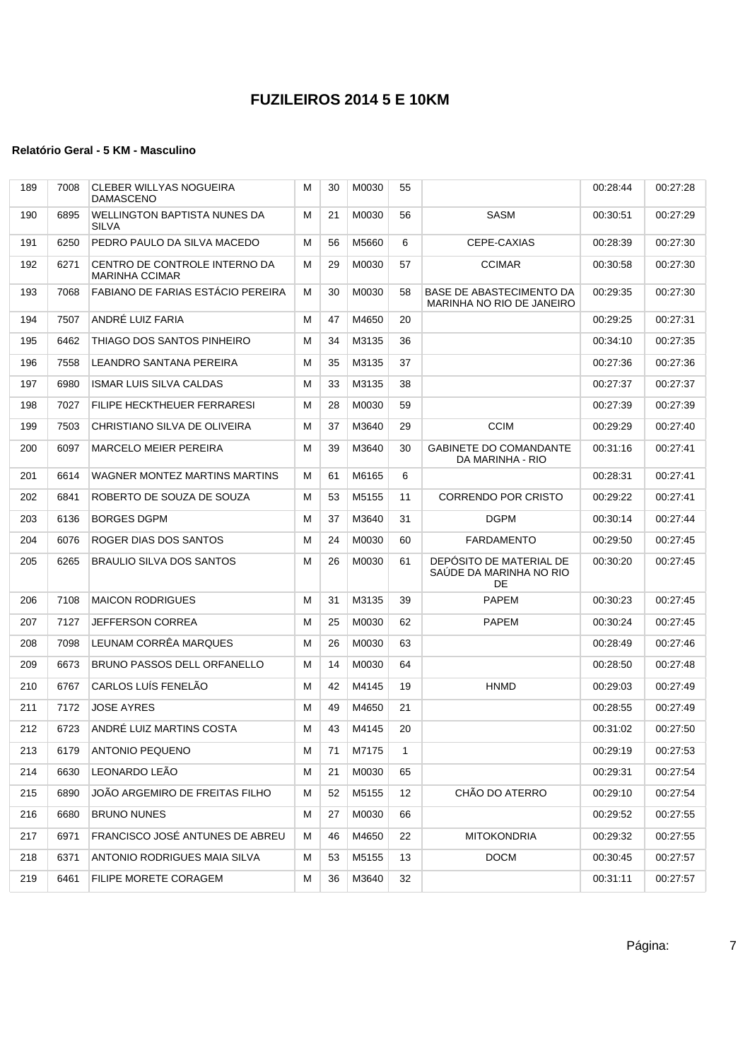# FUZILEIROS 2014 5 E 10KM

#### Relatório Geral - 5 KM - Masculino

| | | | | | | | | | |
|---|---|---|---|---|---|---|---|---|---|
| 189 | 7008 | CLEBER WILLYAS NOGUEIRA DAMASCENO | M | 30 | M0030 | 55 | | 00:28:44 | 00:27:28 |
| 190 | 6895 | WELLINGTON BAPTISTA NUNES DA SILVA | M | 21 | M0030 | 56 | SASM | 00:30:51 | 00:27:29 |
| 191 | 6250 | PEDRO PAULO DA SILVA MACEDO | M | 56 | M5660 | 6 | CEPE-CAXIAS | 00:28:39 | 00:27:30 |
| 192 | 6271 | CENTRO DE CONTROLE INTERNO DA MARINHA CCIMAR | M | 29 | M0030 | 57 | CCIMAR | 00:30:58 | 00:27:30 |
| 193 | 7068 | FABIANO DE FARIAS ESTÁCIO PEREIRA | M | 30 | M0030 | 58 | BASE DE ABASTECIMENTO DA MARINHA NO RIO DE JANEIRO | 00:29:35 | 00:27:30 |
| 194 | 7507 | ANDRÉ LUIZ FARIA | M | 47 | M4650 | 20 | | 00:29:25 | 00:27:31 |
| 195 | 6462 | THIAGO DOS SANTOS PINHEIRO | M | 34 | M3135 | 36 | | 00:34:10 | 00:27:35 |
| 196 | 7558 | LEANDRO SANTANA PEREIRA | M | 35 | M3135 | 37 | | 00:27:36 | 00:27:36 |
| 197 | 6980 | ISMAR LUIS SILVA CALDAS | M | 33 | M3135 | 38 | | 00:27:37 | 00:27:37 |
| 198 | 7027 | FILIPE HECKTHEUER FERRARESI | M | 28 | M0030 | 59 | | 00:27:39 | 00:27:39 |
| 199 | 7503 | CHRISTIANO SILVA DE OLIVEIRA | M | 37 | M3640 | 29 | CCIM | 00:29:29 | 00:27:40 |
| 200 | 6097 | MARCELO MEIER PEREIRA | M | 39 | M3640 | 30 | GABINETE DO COMANDANTE DA MARINHA - RIO | 00:31:16 | 00:27:41 |
| 201 | 6614 | WAGNER MONTEZ MARTINS MARTINS | M | 61 | M6165 | 6 | | 00:28:31 | 00:27:41 |
| 202 | 6841 | ROBERTO DE SOUZA DE SOUZA | M | 53 | M5155 | 11 | CORRENDO POR CRISTO | 00:29:22 | 00:27:41 |
| 203 | 6136 | BORGES DGPM | M | 37 | M3640 | 31 | DGPM | 00:30:14 | 00:27:44 |
| 204 | 6076 | ROGER DIAS DOS SANTOS | M | 24 | M0030 | 60 | FARDAMENTO | 00:29:50 | 00:27:45 |
| 205 | 6265 | BRAULIO SILVA DOS SANTOS | M | 26 | M0030 | 61 | DEPÓSITO DE MATERIAL DE SAÚDE DA MARINHA NO RIO DE | 00:30:20 | 00:27:45 |
| 206 | 7108 | MAICON RODRIGUES | M | 31 | M3135 | 39 | PAPEM | 00:30:23 | 00:27:45 |
| 207 | 7127 | JEFFERSON CORREA | M | 25 | M0030 | 62 | PAPEM | 00:30:24 | 00:27:45 |
| 208 | 7098 | LEUNAM CORRÊA MARQUES | M | 26 | M0030 | 63 | | 00:28:49 | 00:27:46 |
| 209 | 6673 | BRUNO PASSOS DELL ORFANELLO | M | 14 | M0030 | 64 | | 00:28:50 | 00:27:48 |
| 210 | 6767 | CARLOS LUÍS FENELÃO | M | 42 | M4145 | 19 | HNMD | 00:29:03 | 00:27:49 |
| 211 | 7172 | JOSE AYRES | M | 49 | M4650 | 21 | | 00:28:55 | 00:27:49 |
| 212 | 6723 | ANDRÉ LUIZ MARTINS COSTA | M | 43 | M4145 | 20 | | 00:31:02 | 00:27:50 |
| 213 | 6179 | ANTONIO PEQUENO | M | 71 | M7175 | 1 | | 00:29:19 | 00:27:53 |
| 214 | 6630 | LEONARDO LEÃO | M | 21 | M0030 | 65 | | 00:29:31 | 00:27:54 |
| 215 | 6890 | JOÃO ARGEMIRO DE FREITAS FILHO | M | 52 | M5155 | 12 | CHÃO DO ATERRO | 00:29:10 | 00:27:54 |
| 216 | 6680 | BRUNO NUNES | M | 27 | M0030 | 66 | | 00:29:52 | 00:27:55 |
| 217 | 6971 | FRANCISCO JOSÉ ANTUNES DE ABREU | M | 46 | M4650 | 22 | MITOKONDRIA | 00:29:32 | 00:27:55 |
| 218 | 6371 | ANTONIO RODRIGUES MAIA SILVA | M | 53 | M5155 | 13 | DOCM | 00:30:45 | 00:27:57 |
| 219 | 6461 | FILIPE MORETE CORAGEM | M | 36 | M3640 | 32 | | 00:31:11 | 00:27:57 |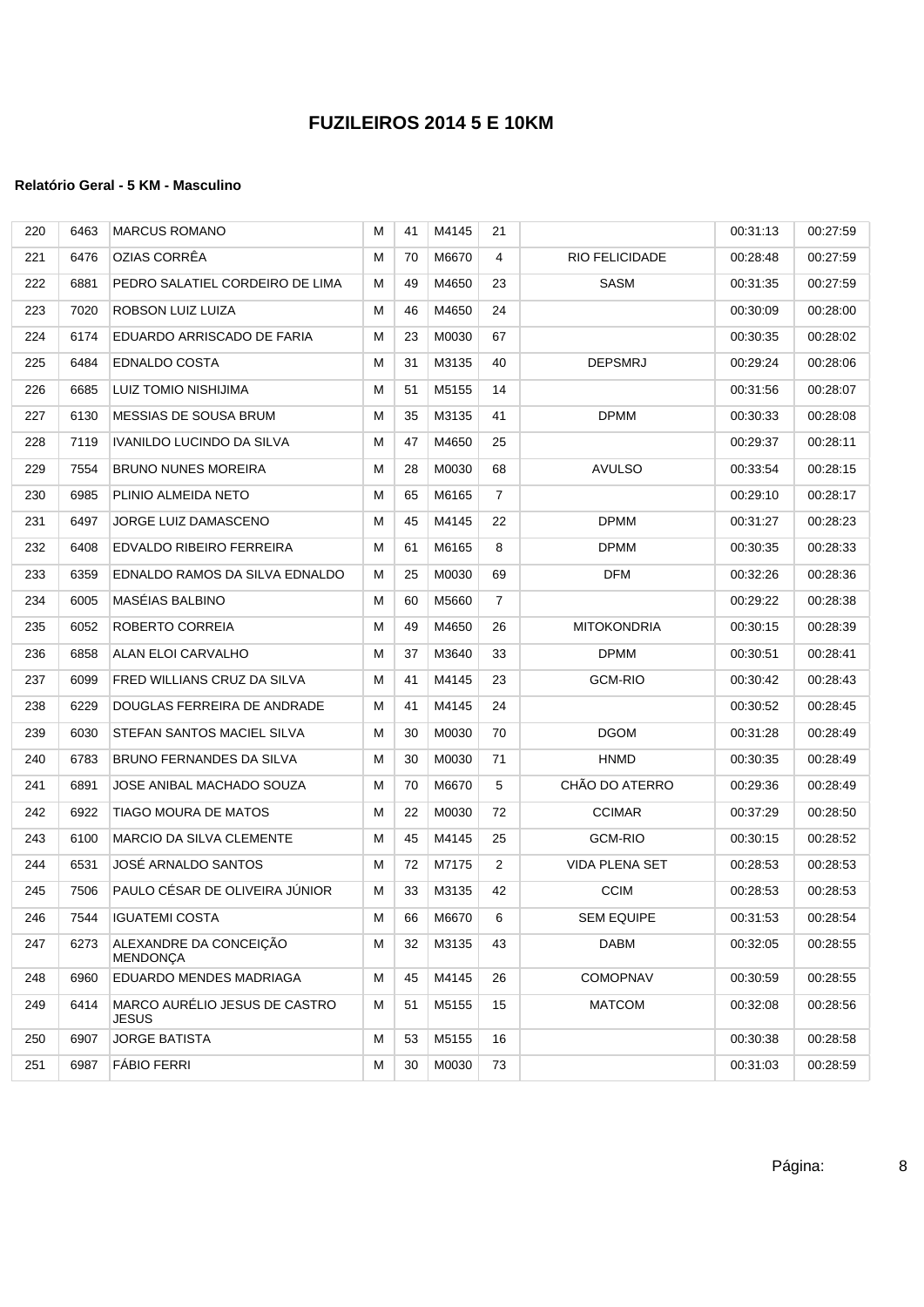# FUZILEIROS 2014 5 E 10KM

**Relatório Geral - 5 KM - Masculino**

| | | | | | | | | | |
|---|---|---|---|---|---|---|---|---|---|
| 220 | 6463 | MARCUS ROMANO | M | 41 | M4145 | 21 | | 00:31:13 | 00:27:59 |
| 221 | 6476 | OZIAS CORRÊA | M | 70 | M6670 | 4 | RIO FELICIDADE | 00:28:48 | 00:27:59 |
| 222 | 6881 | PEDRO SALATIEL CORDEIRO DE LIMA | M | 49 | M4650 | 23 | SASM | 00:31:35 | 00:27:59 |
| 223 | 7020 | ROBSON LUIZ LUIZA | M | 46 | M4650 | 24 | | 00:30:09 | 00:28:00 |
| 224 | 6174 | EDUARDO ARRISCADO DE FARIA | M | 23 | M0030 | 67 | | 00:30:35 | 00:28:02 |
| 225 | 6484 | EDNALDO COSTA | M | 31 | M3135 | 40 | DEPSMRJ | 00:29:24 | 00:28:06 |
| 226 | 6685 | LUIZ TOMIO NISHIJIMA | M | 51 | M5155 | 14 | | 00:31:56 | 00:28:07 |
| 227 | 6130 | MESSIAS DE SOUSA BRUM | M | 35 | M3135 | 41 | DPMM | 00:30:33 | 00:28:08 |
| 228 | 7119 | IVANILDO LUCINDO DA SILVA | M | 47 | M4650 | 25 | | 00:29:37 | 00:28:11 |
| 229 | 7554 | BRUNO NUNES MOREIRA | M | 28 | M0030 | 68 | AVULSO | 00:33:54 | 00:28:15 |
| 230 | 6985 | PLINIO ALMEIDA NETO | M | 65 | M6165 | 7 | | 00:29:10 | 00:28:17 |
| 231 | 6497 | JORGE LUIZ DAMASCENO | M | 45 | M4145 | 22 | DPMM | 00:31:27 | 00:28:23 |
| 232 | 6408 | EDVALDO RIBEIRO FERREIRA | M | 61 | M6165 | 8 | DPMM | 00:30:35 | 00:28:33 |
| 233 | 6359 | EDNALDO RAMOS DA SILVA EDNALDO | M | 25 | M0030 | 69 | DFM | 00:32:26 | 00:28:36 |
| 234 | 6005 | MASÉIAS BALBINO | M | 60 | M5660 | 7 | | 00:29:22 | 00:28:38 |
| 235 | 6052 | ROBERTO CORREIA | M | 49 | M4650 | 26 | MITOKONDRIA | 00:30:15 | 00:28:39 |
| 236 | 6858 | ALAN ELOI CARVALHO | M | 37 | M3640 | 33 | DPMM | 00:30:51 | 00:28:41 |
| 237 | 6099 | FRED WILLIANS CRUZ DA SILVA | M | 41 | M4145 | 23 | GCM-RIO | 00:30:42 | 00:28:43 |
| 238 | 6229 | DOUGLAS FERREIRA DE ANDRADE | M | 41 | M4145 | 24 | | 00:30:52 | 00:28:45 |
| 239 | 6030 | STEFAN SANTOS MACIEL SILVA | M | 30 | M0030 | 70 | DGOM | 00:31:28 | 00:28:49 |
| 240 | 6783 | BRUNO FERNANDES DA SILVA | M | 30 | M0030 | 71 | HNMD | 00:30:35 | 00:28:49 |
| 241 | 6891 | JOSE ANIBAL MACHADO SOUZA | M | 70 | M6670 | 5 | CHÃO DO ATERRO | 00:29:36 | 00:28:49 |
| 242 | 6922 | TIAGO MOURA DE MATOS | M | 22 | M0030 | 72 | CCIMAR | 00:37:29 | 00:28:50 |
| 243 | 6100 | MARCIO DA SILVA CLEMENTE | M | 45 | M4145 | 25 | GCM-RIO | 00:30:15 | 00:28:52 |
| 244 | 6531 | JOSÉ ARNALDO SANTOS | M | 72 | M7175 | 2 | VIDA PLENA SET | 00:28:53 | 00:28:53 |
| 245 | 7506 | PAULO CÉSAR DE OLIVEIRA JÚNIOR | M | 33 | M3135 | 42 | CCIM | 00:28:53 | 00:28:53 |
| 246 | 7544 | IGUATEMI COSTA | M | 66 | M6670 | 6 | SEM EQUIPE | 00:31:53 | 00:28:54 |
| 247 | 6273 | ALEXANDRE DA CONCEIÇÃO MENDONÇA | M | 32 | M3135 | 43 | DABM | 00:32:05 | 00:28:55 |
| 248 | 6960 | EDUARDO MENDES MADRIAGA | M | 45 | M4145 | 26 | COMOPNAV | 00:30:59 | 00:28:55 |
| 249 | 6414 | MARCO AURÉLIO JESUS DE CASTRO JESUS | M | 51 | M5155 | 15 | MATCOM | 00:32:08 | 00:28:56 |
| 250 | 6907 | JORGE BATISTA | M | 53 | M5155 | 16 | | 00:30:38 | 00:28:58 |
| 251 | 6987 | FÁBIO FERRI | M | 30 | M0030 | 73 | | 00:31:03 | 00:28:59 |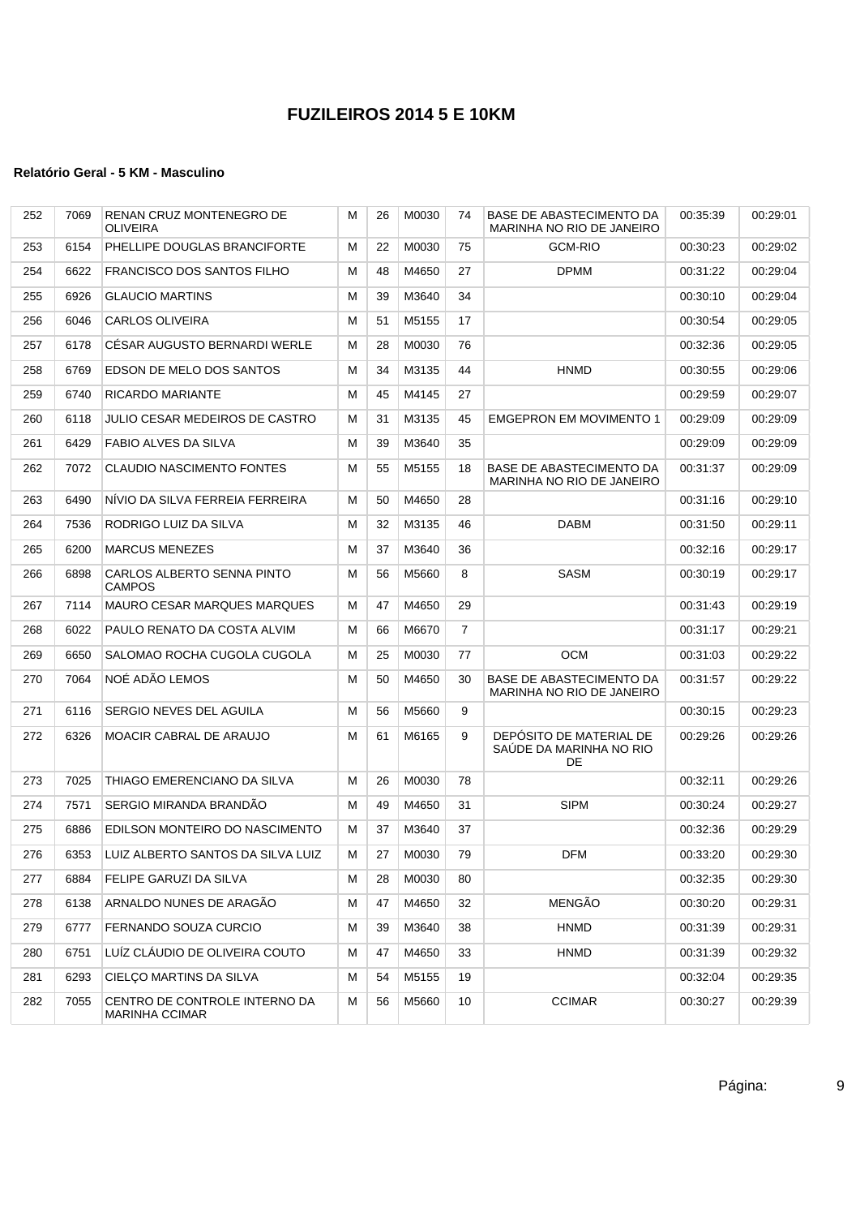# FUZILEIROS 2014 5 E 10KM

### Relatório Geral - 5 KM - Masculino

| | | | | | | | | | |
|---|---|---|---|---|---|---|---|---|---|
| 252 | 7069 | RENAN CRUZ MONTENEGRO DE OLIVEIRA | M | 26 | M0030 | 74 | BASE DE ABASTECIMENTO DA MARINHA NO RIO DE JANEIRO | 00:35:39 | 00:29:01 |
| 253 | 6154 | PHELLIPE DOUGLAS BRANCIFORTE | M | 22 | M0030 | 75 | GCM-RIO | 00:30:23 | 00:29:02 |
| 254 | 6622 | FRANCISCO DOS SANTOS FILHO | M | 48 | M4650 | 27 | DPMM | 00:31:22 | 00:29:04 |
| 255 | 6926 | GLAUCIO MARTINS | M | 39 | M3640 | 34 | | 00:30:10 | 00:29:04 |
| 256 | 6046 | CARLOS OLIVEIRA | M | 51 | M5155 | 17 | | 00:30:54 | 00:29:05 |
| 257 | 6178 | CÉSAR AUGUSTO BERNARDI WERLE | M | 28 | M0030 | 76 | | 00:32:36 | 00:29:05 |
| 258 | 6769 | EDSON DE MELO DOS SANTOS | M | 34 | M3135 | 44 | HNMD | 00:30:55 | 00:29:06 |
| 259 | 6740 | RICARDO MARIANTE | M | 45 | M4145 | 27 | | 00:29:59 | 00:29:07 |
| 260 | 6118 | JULIO CESAR MEDEIROS DE CASTRO | M | 31 | M3135 | 45 | EMGEPRON EM MOVIMENTO 1 | 00:29:09 | 00:29:09 |
| 261 | 6429 | FABIO ALVES DA SILVA | M | 39 | M3640 | 35 | | 00:29:09 | 00:29:09 |
| 262 | 7072 | CLAUDIO NASCIMENTO FONTES | M | 55 | M5155 | 18 | BASE DE ABASTECIMENTO DA MARINHA NO RIO DE JANEIRO | 00:31:37 | 00:29:09 |
| 263 | 6490 | NÍVIO DA SILVA FERREIA FERREIRA | M | 50 | M4650 | 28 | | 00:31:16 | 00:29:10 |
| 264 | 7536 | RODRIGO LUIZ DA SILVA | M | 32 | M3135 | 46 | DABM | 00:31:50 | 00:29:11 |
| 265 | 6200 | MARCUS MENEZES | M | 37 | M3640 | 36 | | 00:32:16 | 00:29:17 |
| 266 | 6898 | CARLOS ALBERTO SENNA PINTO CAMPOS | M | 56 | M5660 | 8 | SASM | 00:30:19 | 00:29:17 |
| 267 | 7114 | MAURO CESAR MARQUES MARQUES | M | 47 | M4650 | 29 | | 00:31:43 | 00:29:19 |
| 268 | 6022 | PAULO RENATO DA COSTA ALVIM | M | 66 | M6670 | 7 | | 00:31:17 | 00:29:21 |
| 269 | 6650 | SALOMAO ROCHA CUGOLA CUGOLA | M | 25 | M0030 | 77 | OCM | 00:31:03 | 00:29:22 |
| 270 | 7064 | NOÉ ADÃO LEMOS | M | 50 | M4650 | 30 | BASE DE ABASTECIMENTO DA MARINHA NO RIO DE JANEIRO | 00:31:57 | 00:29:22 |
| 271 | 6116 | SERGIO NEVES DEL AGUILA | M | 56 | M5660 | 9 | | 00:30:15 | 00:29:23 |
| 272 | 6326 | MOACIR CABRAL DE ARAUJO | M | 61 | M6165 | 9 | DEPÓSITO DE MATERIAL DE SAÚDE DA MARINHA NO RIO DE | 00:29:26 | 00:29:26 |
| 273 | 7025 | THIAGO EMERENCIANO DA SILVA | M | 26 | M0030 | 78 | | 00:32:11 | 00:29:26 |
| 274 | 7571 | SERGIO MIRANDA BRANDÃO | M | 49 | M4650 | 31 | SIPM | 00:30:24 | 00:29:27 |
| 275 | 6886 | EDILSON MONTEIRO DO NASCIMENTO | M | 37 | M3640 | 37 | | 00:32:36 | 00:29:29 |
| 276 | 6353 | LUIZ ALBERTO SANTOS DA SILVA LUIZ | M | 27 | M0030 | 79 | DFM | 00:33:20 | 00:29:30 |
| 277 | 6884 | FELIPE GARUZI DA SILVA | M | 28 | M0030 | 80 | | 00:32:35 | 00:29:30 |
| 278 | 6138 | ARNALDO NUNES DE ARAGÃO | M | 47 | M4650 | 32 | MENGÃO | 00:30:20 | 00:29:31 |
| 279 | 6777 | FERNANDO SOUZA CURCIO | M | 39 | M3640 | 38 | HNMD | 00:31:39 | 00:29:31 |
| 280 | 6751 | LUÍZ CLÁUDIO DE OLIVEIRA COUTO | M | 47 | M4650 | 33 | HNMD | 00:31:39 | 00:29:32 |
| 281 | 6293 | CIELÇO MARTINS DA SILVA | M | 54 | M5155 | 19 | | 00:32:04 | 00:29:35 |
| 282 | 7055 | CENTRO DE CONTROLE INTERNO DA MARINHA CCIMAR | M | 56 | M5660 | 10 | CCIMAR | 00:30:27 | 00:29:39 |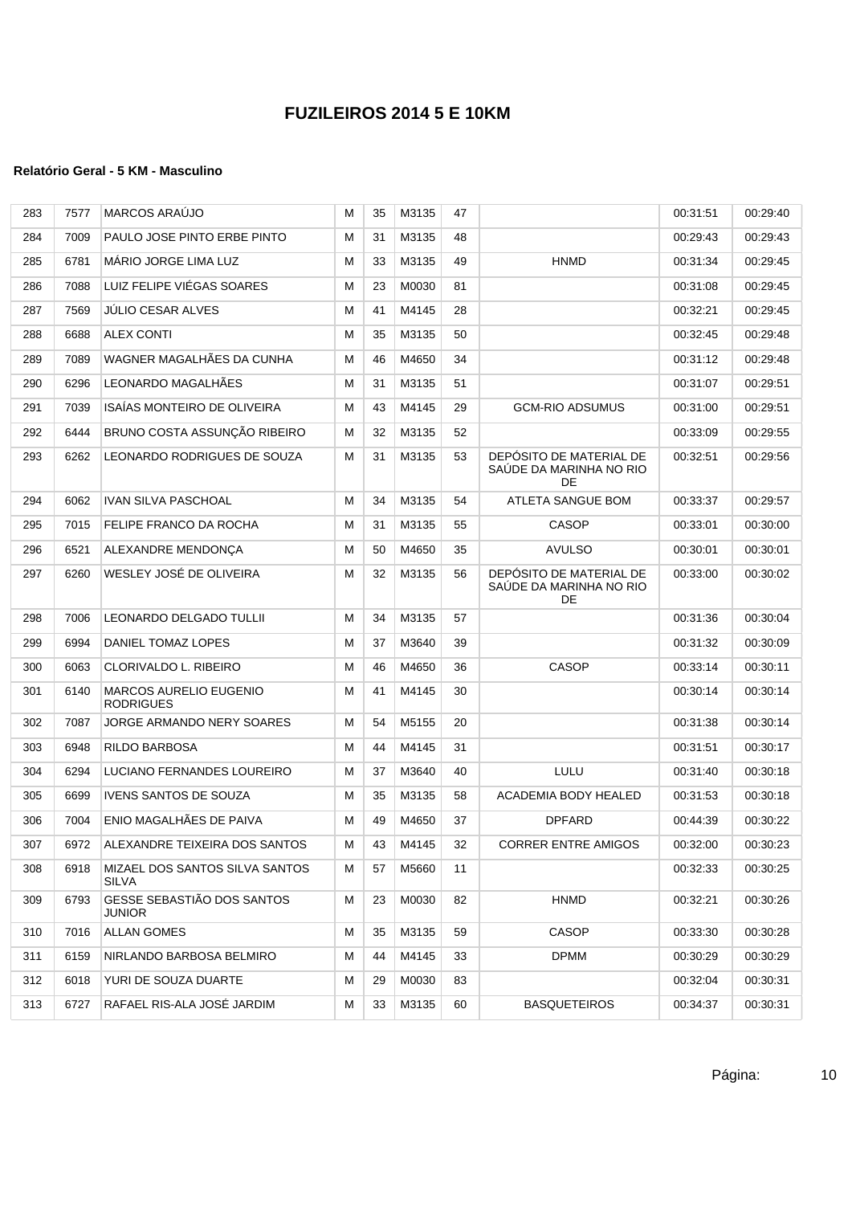# FUZILEIROS 2014 5 E 10KM

#### Relatório Geral - 5 KM - Masculino

| | | | | | | | | | |
|---|---|---|---|---|---|---|---|---|---|
| 283 | 7577 | MARCOS ARAÚJO | M | 35 | M3135 | 47 | | 00:31:51 | 00:29:40 |
| 284 | 7009 | PAULO JOSE PINTO ERBE PINTO | M | 31 | M3135 | 48 | | 00:29:43 | 00:29:43 |
| 285 | 6781 | MÁRIO JORGE LIMA LUZ | M | 33 | M3135 | 49 | HNMD | 00:31:34 | 00:29:45 |
| 286 | 7088 | LUIZ FELIPE VIÉGAS SOARES | M | 23 | M0030 | 81 | | 00:31:08 | 00:29:45 |
| 287 | 7569 | JÚLIO CESAR ALVES | M | 41 | M4145 | 28 | | 00:32:21 | 00:29:45 |
| 288 | 6688 | ALEX CONTI | M | 35 | M3135 | 50 | | 00:32:45 | 00:29:48 |
| 289 | 7089 | WAGNER MAGALHÃES DA CUNHA | M | 46 | M4650 | 34 | | 00:31:12 | 00:29:48 |
| 290 | 6296 | LEONARDO MAGALHÃES | M | 31 | M3135 | 51 | | 00:31:07 | 00:29:51 |
| 291 | 7039 | ISAÍAS MONTEIRO DE OLIVEIRA | M | 43 | M4145 | 29 | GCM-RIO ADSUMUS | 00:31:00 | 00:29:51 |
| 292 | 6444 | BRUNO COSTA ASSUNÇÃO RIBEIRO | M | 32 | M3135 | 52 | | 00:33:09 | 00:29:55 |
| 293 | 6262 | LEONARDO RODRIGUES DE SOUZA | M | 31 | M3135 | 53 | DEPÓSITO DE MATERIAL DE SAÚDE DA MARINHA NO RIO DE | 00:32:51 | 00:29:56 |
| 294 | 6062 | IVAN SILVA PASCHOAL | M | 34 | M3135 | 54 | ATLETA SANGUE BOM | 00:33:37 | 00:29:57 |
| 295 | 7015 | FELIPE FRANCO DA ROCHA | M | 31 | M3135 | 55 | CASOP | 00:33:01 | 00:30:00 |
| 296 | 6521 | ALEXANDRE MENDONÇA | M | 50 | M4650 | 35 | AVULSO | 00:30:01 | 00:30:01 |
| 297 | 6260 | WESLEY JOSÉ DE OLIVEIRA | M | 32 | M3135 | 56 | DEPÓSITO DE MATERIAL DE SAÚDE DA MARINHA NO RIO DE | 00:33:00 | 00:30:02 |
| 298 | 7006 | LEONARDO DELGADO TULLII | M | 34 | M3135 | 57 | | 00:31:36 | 00:30:04 |
| 299 | 6994 | DANIEL TOMAZ LOPES | M | 37 | M3640 | 39 | | 00:31:32 | 00:30:09 |
| 300 | 6063 | CLORIVALDO L. RIBEIRO | M | 46 | M4650 | 36 | CASOP | 00:33:14 | 00:30:11 |
| 301 | 6140 | MARCOS AURELIO EUGENIO RODRIGUES | M | 41 | M4145 | 30 | | 00:30:14 | 00:30:14 |
| 302 | 7087 | JORGE ARMANDO NERY SOARES | M | 54 | M5155 | 20 | | 00:31:38 | 00:30:14 |
| 303 | 6948 | RILDO BARBOSA | M | 44 | M4145 | 31 | | 00:31:51 | 00:30:17 |
| 304 | 6294 | LUCIANO FERNANDES LOUREIRO | M | 37 | M3640 | 40 | LULU | 00:31:40 | 00:30:18 |
| 305 | 6699 | IVENS SANTOS DE SOUZA | M | 35 | M3135 | 58 | ACADEMIA BODY HEALED | 00:31:53 | 00:30:18 |
| 306 | 7004 | ENIO MAGALHÃES DE PAIVA | M | 49 | M4650 | 37 | DPFARD | 00:44:39 | 00:30:22 |
| 307 | 6972 | ALEXANDRE TEIXEIRA DOS SANTOS | M | 43 | M4145 | 32 | CORRER ENTRE AMIGOS | 00:32:00 | 00:30:23 |
| 308 | 6918 | MIZAEL DOS SANTOS SILVA SANTOS SILVA | M | 57 | M5660 | 11 | | 00:32:33 | 00:30:25 |
| 309 | 6793 | GESSE SEBASTIÃO DOS SANTOS JUNIOR | M | 23 | M0030 | 82 | HNMD | 00:32:21 | 00:30:26 |
| 310 | 7016 | ALLAN GOMES | M | 35 | M3135 | 59 | CASOP | 00:33:30 | 00:30:28 |
| 311 | 6159 | NIRLANDO BARBOSA BELMIRO | M | 44 | M4145 | 33 | DPMM | 00:30:29 | 00:30:29 |
| 312 | 6018 | YURI DE SOUZA DUARTE | M | 29 | M0030 | 83 | | 00:32:04 | 00:30:31 |
| 313 | 6727 | RAFAEL RIS-ALA JOSÉ JARDIM | M | 33 | M3135 | 60 | BASQUETEIROS | 00:34:37 | 00:30:31 |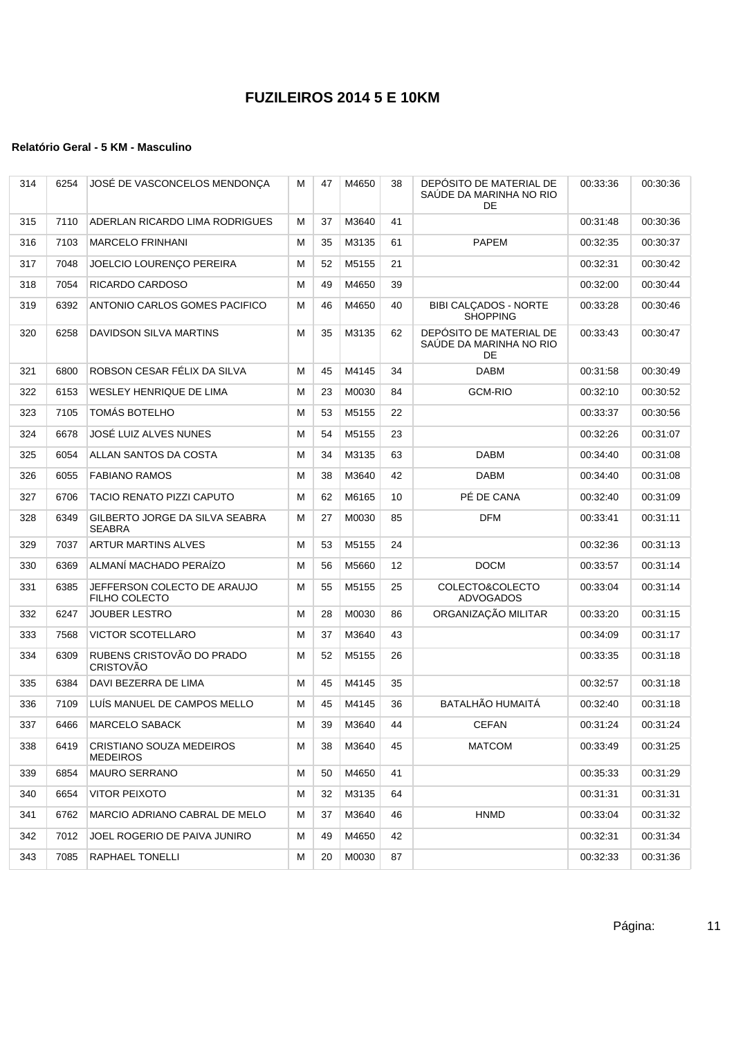# FUZILEIROS 2014 5 E 10KM

### Relatório Geral - 5 KM - Masculino

| | | | | | | | | | |
|---|---|---|---|---|---|---|---|---|---|
| 314 | 6254 | JOSÉ DE VASCONCELOS MENDONÇA | M | 47 | M4650 | 38 | DEPÓSITO DE MATERIAL DE SAÚDE DA MARINHA NO RIO DE | 00:33:36 | 00:30:36 |
| 315 | 7110 | ADERLAN RICARDO LIMA RODRIGUES | M | 37 | M3640 | 41 | | 00:31:48 | 00:30:36 |
| 316 | 7103 | MARCELO FRINHANI | M | 35 | M3135 | 61 | PAPEM | 00:32:35 | 00:30:37 |
| 317 | 7048 | JOELCIO LOURENÇO PEREIRA | M | 52 | M5155 | 21 | | 00:32:31 | 00:30:42 |
| 318 | 7054 | RICARDO CARDOSO | M | 49 | M4650 | 39 | | 00:32:00 | 00:30:44 |
| 319 | 6392 | ANTONIO CARLOS GOMES PACIFICO | M | 46 | M4650 | 40 | BIBI CALÇADOS - NORTE SHOPPING | 00:33:28 | 00:30:46 |
| 320 | 6258 | DAVIDSON SILVA MARTINS | M | 35 | M3135 | 62 | DEPÓSITO DE MATERIAL DE SAÚDE DA MARINHA NO RIO DE | 00:33:43 | 00:30:47 |
| 321 | 6800 | ROBSON CESAR FÉLIX DA SILVA | M | 45 | M4145 | 34 | DABM | 00:31:58 | 00:30:49 |
| 322 | 6153 | WESLEY HENRIQUE DE LIMA | M | 23 | M0030 | 84 | GCM-RIO | 00:32:10 | 00:30:52 |
| 323 | 7105 | TOMÁS BOTELHO | M | 53 | M5155 | 22 | | 00:33:37 | 00:30:56 |
| 324 | 6678 | JOSÉ LUIZ ALVES NUNES | M | 54 | M5155 | 23 | | 00:32:26 | 00:31:07 |
| 325 | 6054 | ALLAN SANTOS DA COSTA | M | 34 | M3135 | 63 | DABM | 00:34:40 | 00:31:08 |
| 326 | 6055 | FABIANO RAMOS | M | 38 | M3640 | 42 | DABM | 00:34:40 | 00:31:08 |
| 327 | 6706 | TACIO RENATO PIZZI CAPUTO | M | 62 | M6165 | 10 | PÉ DE CANA | 00:32:40 | 00:31:09 |
| 328 | 6349 | GILBERTO JORGE DA SILVA SEABRA SEABRA | M | 27 | M0030 | 85 | DFM | 00:33:41 | 00:31:11 |
| 329 | 7037 | ARTUR MARTINS ALVES | M | 53 | M5155 | 24 | | 00:32:36 | 00:31:13 |
| 330 | 6369 | ALMANÍ MACHADO PERAÍZO | M | 56 | M5660 | 12 | DOCM | 00:33:57 | 00:31:14 |
| 331 | 6385 | JEFFERSON COLECTO DE ARAUJO FILHO COLECTO | M | 55 | M5155 | 25 | COLECTO&COLECTO ADVOGADOS | 00:33:04 | 00:31:14 |
| 332 | 6247 | JOUBER LESTRO | M | 28 | M0030 | 86 | ORGANIZAÇÃO MILITAR | 00:33:20 | 00:31:15 |
| 333 | 7568 | VICTOR SCOTELLARO | M | 37 | M3640 | 43 | | 00:34:09 | 00:31:17 |
| 334 | 6309 | RUBENS CRISTOVÃO DO PRADO CRISTOVÃO | M | 52 | M5155 | 26 | | 00:33:35 | 00:31:18 |
| 335 | 6384 | DAVI BEZERRA DE LIMA | M | 45 | M4145 | 35 | | 00:32:57 | 00:31:18 |
| 336 | 7109 | LUÍS MANUEL DE CAMPOS MELLO | M | 45 | M4145 | 36 | BATALHÃO HUMAITÁ | 00:32:40 | 00:31:18 |
| 337 | 6466 | MARCELO SABACK | M | 39 | M3640 | 44 | CEFAN | 00:31:24 | 00:31:24 |
| 338 | 6419 | CRISTIANO SOUZA MEDEIROS MEDEIROS | M | 38 | M3640 | 45 | MATCOM | 00:33:49 | 00:31:25 |
| 339 | 6854 | MAURO SERRANO | M | 50 | M4650 | 41 | | 00:35:33 | 00:31:29 |
| 340 | 6654 | VITOR PEIXOTO | M | 32 | M3135 | 64 | | 00:31:31 | 00:31:31 |
| 341 | 6762 | MARCIO ADRIANO CABRAL DE MELO | M | 37 | M3640 | 46 | HNMD | 00:33:04 | 00:31:32 |
| 342 | 7012 | JOEL ROGERIO DE PAIVA JUNIRO | M | 49 | M4650 | 42 | | 00:32:31 | 00:31:34 |
| 343 | 7085 | RAPHAEL TONELLI | M | 20 | M0030 | 87 | | 00:32:33 | 00:31:36 |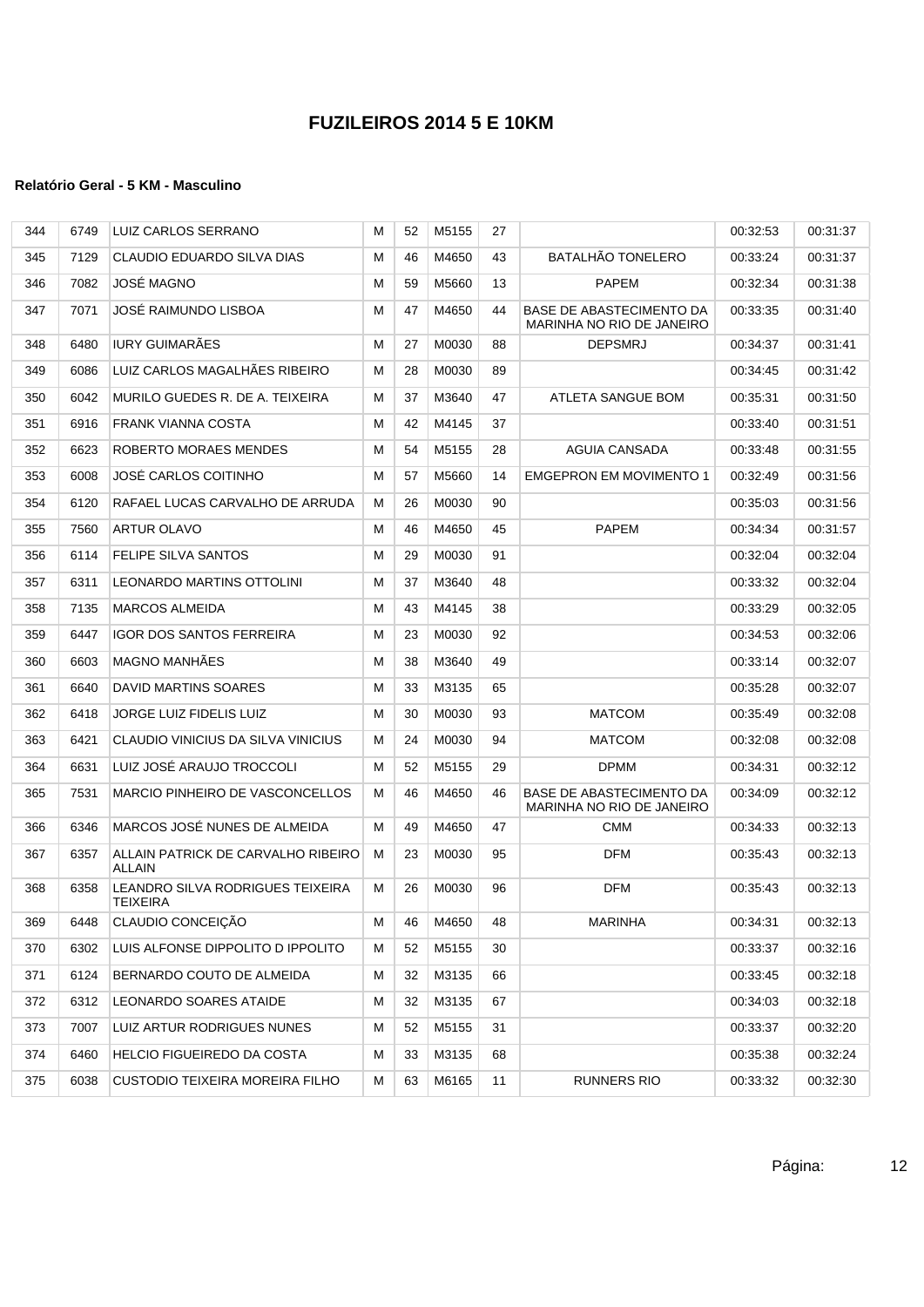# FUZILEIROS 2014 5 E 10KM

### Relatório Geral - 5 KM - Masculino

| | | | | | | | | | |
|---|---|---|---|---|---|---|---|---|---|
| 344 | 6749 | LUIZ CARLOS SERRANO | M | 52 | M5155 | 27 | | 00:32:53 | 00:31:37 |
| 345 | 7129 | CLAUDIO EDUARDO SILVA DIAS | M | 46 | M4650 | 43 | BATALHÃO TONELERO | 00:33:24 | 00:31:37 |
| 346 | 7082 | JOSÉ MAGNO | M | 59 | M5660 | 13 | PAPEM | 00:32:34 | 00:31:38 |
| 347 | 7071 | JOSÉ RAIMUNDO LISBOA | M | 47 | M4650 | 44 | BASE DE ABASTECIMENTO DA MARINHA NO RIO DE JANEIRO | 00:33:35 | 00:31:40 |
| 348 | 6480 | IURY GUIMARÃES | M | 27 | M0030 | 88 | DEPSMRJ | 00:34:37 | 00:31:41 |
| 349 | 6086 | LUIZ CARLOS MAGALHÃES RIBEIRO | M | 28 | M0030 | 89 | | 00:34:45 | 00:31:42 |
| 350 | 6042 | MURILO GUEDES R. DE A. TEIXEIRA | M | 37 | M3640 | 47 | ATLETA SANGUE BOM | 00:35:31 | 00:31:50 |
| 351 | 6916 | FRANK VIANNA COSTA | M | 42 | M4145 | 37 | | 00:33:40 | 00:31:51 |
| 352 | 6623 | ROBERTO MORAES MENDES | M | 54 | M5155 | 28 | AGUIA CANSADA | 00:33:48 | 00:31:55 |
| 353 | 6008 | JOSÉ CARLOS COITINHO | M | 57 | M5660 | 14 | EMGEPRON EM MOVIMENTO 1 | 00:32:49 | 00:31:56 |
| 354 | 6120 | RAFAEL LUCAS CARVALHO DE ARRUDA | M | 26 | M0030 | 90 | | 00:35:03 | 00:31:56 |
| 355 | 7560 | ARTUR OLAVO | M | 46 | M4650 | 45 | PAPEM | 00:34:34 | 00:31:57 |
| 356 | 6114 | FELIPE SILVA SANTOS | M | 29 | M0030 | 91 | | 00:32:04 | 00:32:04 |
| 357 | 6311 | LEONARDO MARTINS OTTOLINI | M | 37 | M3640 | 48 | | 00:33:32 | 00:32:04 |
| 358 | 7135 | MARCOS ALMEIDA | M | 43 | M4145 | 38 | | 00:33:29 | 00:32:05 |
| 359 | 6447 | IGOR DOS SANTOS FERREIRA | M | 23 | M0030 | 92 | | 00:34:53 | 00:32:06 |
| 360 | 6603 | MAGNO MANHÃES | M | 38 | M3640 | 49 | | 00:33:14 | 00:32:07 |
| 361 | 6640 | DAVID MARTINS SOARES | M | 33 | M3135 | 65 | | 00:35:28 | 00:32:07 |
| 362 | 6418 | JORGE LUIZ FIDELIS LUIZ | M | 30 | M0030 | 93 | MATCOM | 00:35:49 | 00:32:08 |
| 363 | 6421 | CLAUDIO VINICIUS DA SILVA VINICIUS | M | 24 | M0030 | 94 | MATCOM | 00:32:08 | 00:32:08 |
| 364 | 6631 | LUIZ JOSÉ ARAUJO TROCCOLI | M | 52 | M5155 | 29 | DPMM | 00:34:31 | 00:32:12 |
| 365 | 7531 | MARCIO PINHEIRO DE VASCONCELLOS | M | 46 | M4650 | 46 | BASE DE ABASTECIMENTO DA MARINHA NO RIO DE JANEIRO | 00:34:09 | 00:32:12 |
| 366 | 6346 | MARCOS JOSÉ NUNES DE ALMEIDA | M | 49 | M4650 | 47 | CMM | 00:34:33 | 00:32:13 |
| 367 | 6357 | ALLAIN PATRICK DE CARVALHO RIBEIRO ALLAIN | M | 23 | M0030 | 95 | DFM | 00:35:43 | 00:32:13 |
| 368 | 6358 | LEANDRO SILVA RODRIGUES TEIXEIRA TEIXEIRA | M | 26 | M0030 | 96 | DFM | 00:35:43 | 00:32:13 |
| 369 | 6448 | CLAUDIO CONCEIÇÃO | M | 46 | M4650 | 48 | MARINHA | 00:34:31 | 00:32:13 |
| 370 | 6302 | LUIS ALFONSE DIPPOLITO D IPPOLITO | M | 52 | M5155 | 30 | | 00:33:37 | 00:32:16 |
| 371 | 6124 | BERNARDO COUTO DE ALMEIDA | M | 32 | M3135 | 66 | | 00:33:45 | 00:32:18 |
| 372 | 6312 | LEONARDO SOARES ATAIDE | M | 32 | M3135 | 67 | | 00:34:03 | 00:32:18 |
| 373 | 7007 | LUIZ ARTUR RODRIGUES NUNES | M | 52 | M5155 | 31 | | 00:33:37 | 00:32:20 |
| 374 | 6460 | HELCIO FIGUEIREDO DA COSTA | M | 33 | M3135 | 68 | | 00:35:38 | 00:32:24 |
| 375 | 6038 | CUSTODIO TEIXEIRA MOREIRA FILHO | M | 63 | M6165 | 11 | RUNNERS RIO | 00:33:32 | 00:32:30 |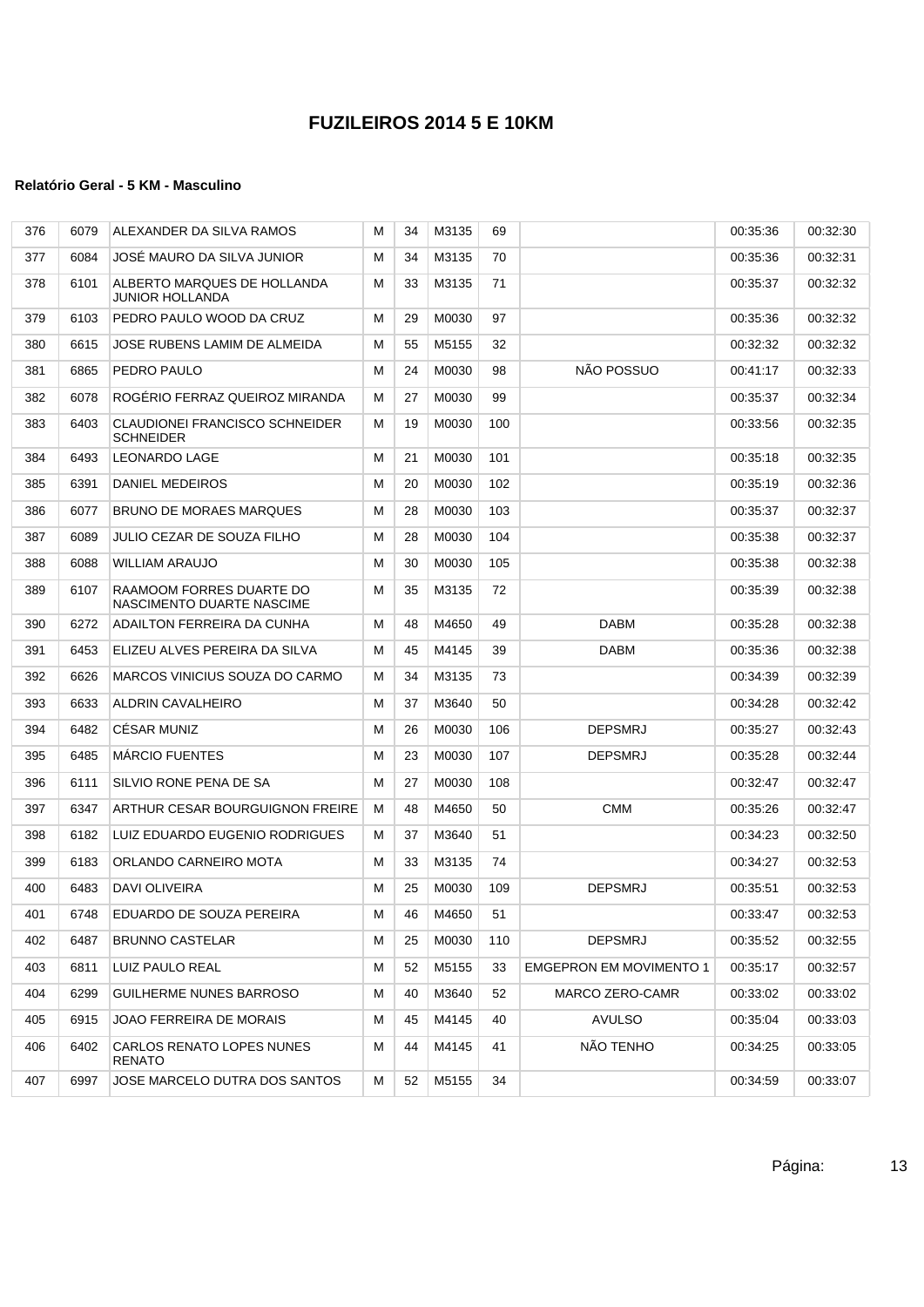# FUZILEIROS 2014 5 E 10KM

### Relatório Geral - 5 KM - Masculino

| | | | | | | | | | |
|---|---|---|---|---|---|---|---|---|---|
| 376 | 6079 | ALEXANDER DA SILVA RAMOS | M | 34 | M3135 | 69 | | 00:35:36 | 00:32:30 |
| 377 | 6084 | JOSÉ MAURO DA SILVA JUNIOR | M | 34 | M3135 | 70 | | 00:35:36 | 00:32:31 |
| 378 | 6101 | ALBERTO MARQUES DE HOLLANDA JUNIOR HOLLANDA | M | 33 | M3135 | 71 | | 00:35:37 | 00:32:32 |
| 379 | 6103 | PEDRO PAULO WOOD DA CRUZ | M | 29 | M0030 | 97 | | 00:35:36 | 00:32:32 |
| 380 | 6615 | JOSE RUBENS LAMIM DE ALMEIDA | M | 55 | M5155 | 32 | | 00:32:32 | 00:32:32 |
| 381 | 6865 | PEDRO PAULO | M | 24 | M0030 | 98 | NÃO POSSUO | 00:41:17 | 00:32:33 |
| 382 | 6078 | ROGÉRIO FERRAZ QUEIROZ MIRANDA | M | 27 | M0030 | 99 | | 00:35:37 | 00:32:34 |
| 383 | 6403 | CLAUDIONEI FRANCISCO SCHNEIDER SCHNEIDER | M | 19 | M0030 | 100 | | 00:33:56 | 00:32:35 |
| 384 | 6493 | LEONARDO LAGE | M | 21 | M0030 | 101 | | 00:35:18 | 00:32:35 |
| 385 | 6391 | DANIEL MEDEIROS | M | 20 | M0030 | 102 | | 00:35:19 | 00:32:36 |
| 386 | 6077 | BRUNO DE MORAES MARQUES | M | 28 | M0030 | 103 | | 00:35:37 | 00:32:37 |
| 387 | 6089 | JULIO CEZAR DE SOUZA FILHO | M | 28 | M0030 | 104 | | 00:35:38 | 00:32:37 |
| 388 | 6088 | WILLIAM ARAUJO | M | 30 | M0030 | 105 | | 00:35:38 | 00:32:38 |
| 389 | 6107 | RAAMOOM FORRES DUARTE DO NASCIMENTO DUARTE NASCIME | M | 35 | M3135 | 72 | | 00:35:39 | 00:32:38 |
| 390 | 6272 | ADAILTON FERREIRA DA CUNHA | M | 48 | M4650 | 49 | DABM | 00:35:28 | 00:32:38 |
| 391 | 6453 | ELIZEU ALVES PEREIRA DA SILVA | M | 45 | M4145 | 39 | DABM | 00:35:36 | 00:32:38 |
| 392 | 6626 | MARCOS VINICIUS SOUZA DO CARMO | M | 34 | M3135 | 73 | | 00:34:39 | 00:32:39 |
| 393 | 6633 | ALDRIN CAVALHEIRO | M | 37 | M3640 | 50 | | 00:34:28 | 00:32:42 |
| 394 | 6482 | CÉSAR MUNIZ | M | 26 | M0030 | 106 | DEPSMRJ | 00:35:27 | 00:32:43 |
| 395 | 6485 | MÁRCIO FUENTES | M | 23 | M0030 | 107 | DEPSMRJ | 00:35:28 | 00:32:44 |
| 396 | 6111 | SILVIO RONE PENA DE SA | M | 27 | M0030 | 108 | | 00:32:47 | 00:32:47 |
| 397 | 6347 | ARTHUR CESAR BOURGUIGNON FREIRE | M | 48 | M4650 | 50 | CMM | 00:35:26 | 00:32:47 |
| 398 | 6182 | LUIZ EDUARDO EUGENIO RODRIGUES | M | 37 | M3640 | 51 | | 00:34:23 | 00:32:50 |
| 399 | 6183 | ORLANDO CARNEIRO MOTA | M | 33 | M3135 | 74 | | 00:34:27 | 00:32:53 |
| 400 | 6483 | DAVI OLIVEIRA | M | 25 | M0030 | 109 | DEPSMRJ | 00:35:51 | 00:32:53 |
| 401 | 6748 | EDUARDO DE SOUZA PEREIRA | M | 46 | M4650 | 51 | | 00:33:47 | 00:32:53 |
| 402 | 6487 | BRUNNO CASTELAR | M | 25 | M0030 | 110 | DEPSMRJ | 00:35:52 | 00:32:55 |
| 403 | 6811 | LUIZ PAULO REAL | M | 52 | M5155 | 33 | EMGEPRON EM MOVIMENTO 1 | 00:35:17 | 00:32:57 |
| 404 | 6299 | GUILHERME NUNES BARROSO | M | 40 | M3640 | 52 | MARCO ZERO-CAMR | 00:33:02 | 00:33:02 |
| 405 | 6915 | JOAO FERREIRA DE MORAIS | M | 45 | M4145 | 40 | AVULSO | 00:35:04 | 00:33:03 |
| 406 | 6402 | CARLOS RENATO LOPES NUNES RENATO | M | 44 | M4145 | 41 | NÃO TENHO | 00:34:25 | 00:33:05 |
| 407 | 6997 | JOSE MARCELO DUTRA DOS SANTOS | M | 52 | M5155 | 34 | | 00:34:59 | 00:33:07 |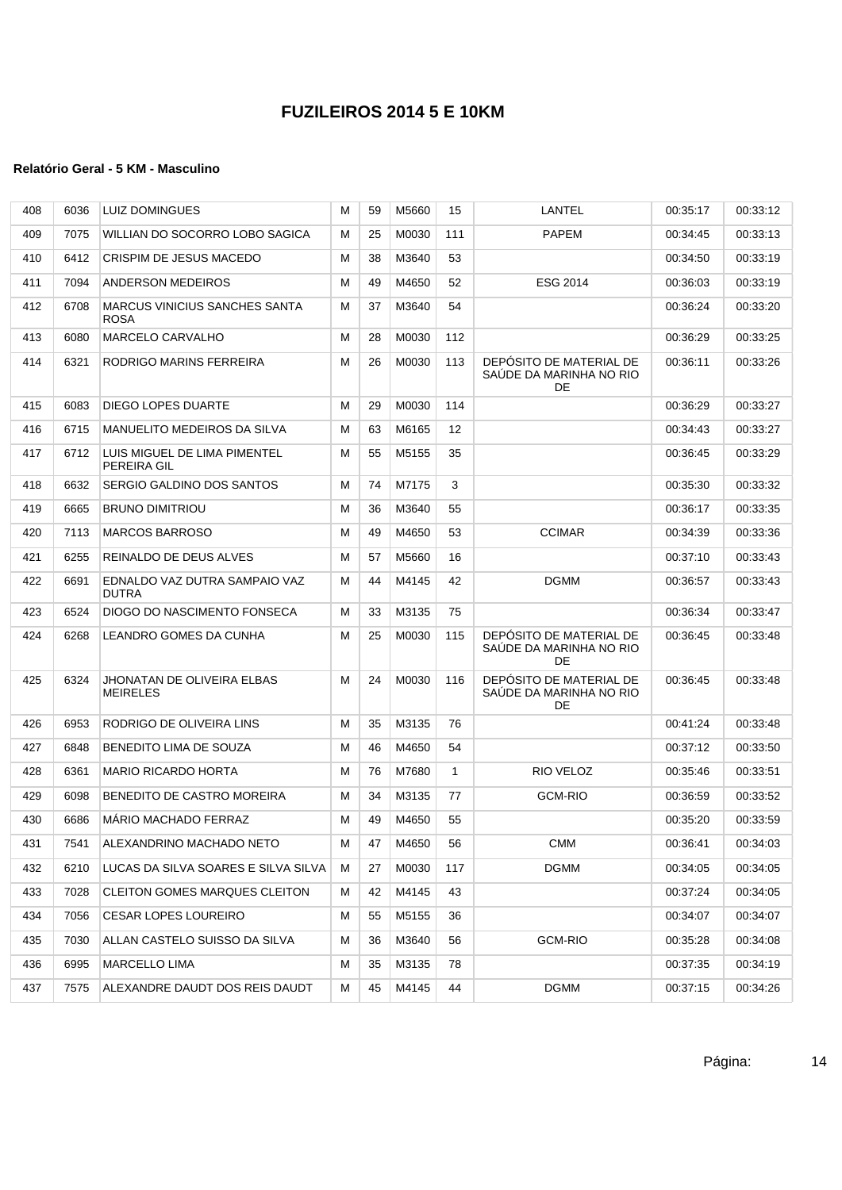# FUZILEIROS 2014 5 E 10KM

### Relatório Geral - 5 KM - Masculino

| | | | | | | | | | |
|---|---|---|---|---|---|---|---|---|---|
| 408 | 6036 | LUIZ DOMINGUES | M | 59 | M5660 | 15 | LANTEL | 00:35:17 | 00:33:12 |
| 409 | 7075 | WILLIAN DO SOCORRO LOBO SAGICA | M | 25 | M0030 | 111 | PAPEM | 00:34:45 | 00:33:13 |
| 410 | 6412 | CRISPIM DE JESUS MACEDO | M | 38 | M3640 | 53 | | 00:34:50 | 00:33:19 |
| 411 | 7094 | ANDERSON MEDEIROS | M | 49 | M4650 | 52 | ESG 2014 | 00:36:03 | 00:33:19 |
| 412 | 6708 | MARCUS VINICIUS SANCHES SANTA ROSA | M | 37 | M3640 | 54 | | 00:36:24 | 00:33:20 |
| 413 | 6080 | MARCELO CARVALHO | M | 28 | M0030 | 112 | | 00:36:29 | 00:33:25 |
| 414 | 6321 | RODRIGO MARINS FERREIRA | M | 26 | M0030 | 113 | DEPÓSITO DE MATERIAL DE SAÚDE DA MARINHA NO RIO DE | 00:36:11 | 00:33:26 |
| 415 | 6083 | DIEGO LOPES DUARTE | M | 29 | M0030 | 114 | | 00:36:29 | 00:33:27 |
| 416 | 6715 | MANUELITO MEDEIROS DA SILVA | M | 63 | M6165 | 12 | | 00:34:43 | 00:33:27 |
| 417 | 6712 | LUIS MIGUEL DE LIMA PIMENTEL PEREIRA GIL | M | 55 | M5155 | 35 | | 00:36:45 | 00:33:29 |
| 418 | 6632 | SERGIO GALDINO DOS SANTOS | M | 74 | M7175 | 3 | | 00:35:30 | 00:33:32 |
| 419 | 6665 | BRUNO DIMITRIOU | M | 36 | M3640 | 55 | | 00:36:17 | 00:33:35 |
| 420 | 7113 | MARCOS BARROSO | M | 49 | M4650 | 53 | CCIMAR | 00:34:39 | 00:33:36 |
| 421 | 6255 | REINALDO DE DEUS ALVES | M | 57 | M5660 | 16 | | 00:37:10 | 00:33:43 |
| 422 | 6691 | EDNALDO VAZ DUTRA SAMPAIO VAZ DUTRA | M | 44 | M4145 | 42 | DGMM | 00:36:57 | 00:33:43 |
| 423 | 6524 | DIOGO DO NASCIMENTO FONSECA | M | 33 | M3135 | 75 | | 00:36:34 | 00:33:47 |
| 424 | 6268 | LEANDRO GOMES DA CUNHA | M | 25 | M0030 | 115 | DEPÓSITO DE MATERIAL DE SAÚDE DA MARINHA NO RIO DE | 00:36:45 | 00:33:48 |
| 425 | 6324 | JHONATAN DE OLIVEIRA ELBAS MEIRELES | M | 24 | M0030 | 116 | DEPÓSITO DE MATERIAL DE SAÚDE DA MARINHA NO RIO DE | 00:36:45 | 00:33:48 |
| 426 | 6953 | RODRIGO DE OLIVEIRA LINS | M | 35 | M3135 | 76 | | 00:41:24 | 00:33:48 |
| 427 | 6848 | BENEDITO LIMA DE SOUZA | M | 46 | M4650 | 54 | | 00:37:12 | 00:33:50 |
| 428 | 6361 | MARIO RICARDO HORTA | M | 76 | M7680 | 1 | RIO VELOZ | 00:35:46 | 00:33:51 |
| 429 | 6098 | BENEDITO DE CASTRO MOREIRA | M | 34 | M3135 | 77 | GCM-RIO | 00:36:59 | 00:33:52 |
| 430 | 6686 | MÁRIO MACHADO FERRAZ | M | 49 | M4650 | 55 | | 00:35:20 | 00:33:59 |
| 431 | 7541 | ALEXANDRINO MACHADO NETO | M | 47 | M4650 | 56 | CMM | 00:36:41 | 00:34:03 |
| 432 | 6210 | LUCAS DA SILVA SOARES E SILVA SILVA | M | 27 | M0030 | 117 | DGMM | 00:34:05 | 00:34:05 |
| 433 | 7028 | CLEITON GOMES MARQUES CLEITON | M | 42 | M4145 | 43 | | 00:37:24 | 00:34:05 |
| 434 | 7056 | CESAR LOPES LOUREIRO | M | 55 | M5155 | 36 | | 00:34:07 | 00:34:07 |
| 435 | 7030 | ALLAN CASTELO SUISSO DA SILVA | M | 36 | M3640 | 56 | GCM-RIO | 00:35:28 | 00:34:08 |
| 436 | 6995 | MARCELLO LIMA | M | 35 | M3135 | 78 | | 00:37:35 | 00:34:19 |
| 437 | 7575 | ALEXANDRE DAUDT DOS REIS DAUDT | M | 45 | M4145 | 44 | DGMM | 00:37:15 | 00:34:26 |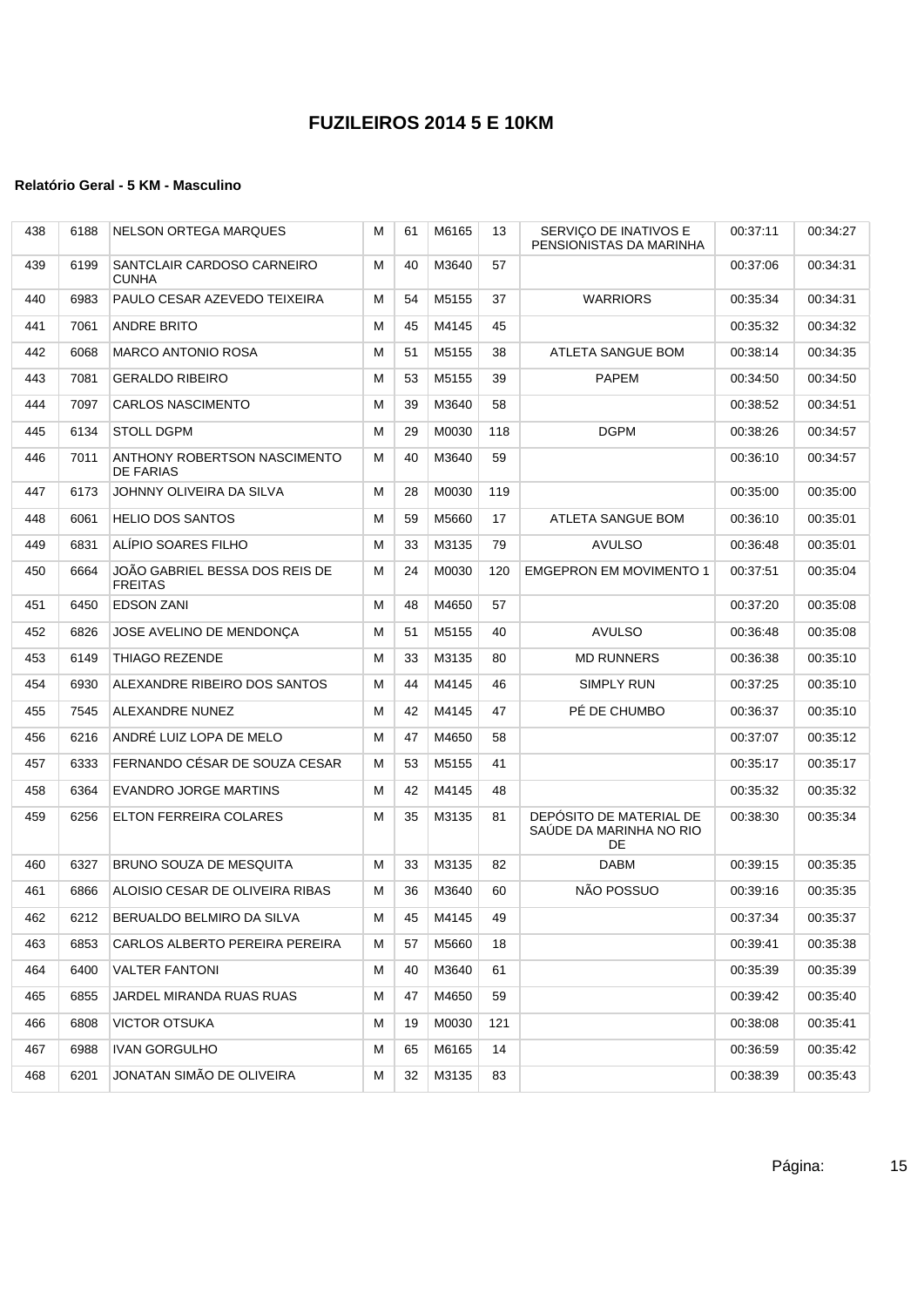# FUZILEIROS 2014 5 E 10KM

### Relatório Geral - 5 KM - Masculino

| | | | | | | | | | |
|---|---|---|---|---|---|---|---|---|---|
| 438 | 6188 | NELSON ORTEGA MARQUES | M | 61 | M6165 | 13 | SERVIÇO DE INATIVOS E PENSIONISTAS DA MARINHA | 00:37:11 | 00:34:27 |
| 439 | 6199 | SANTCLAIR CARDOSO CARNEIRO CUNHA | M | 40 | M3640 | 57 | | 00:37:06 | 00:34:31 |
| 440 | 6983 | PAULO CESAR AZEVEDO TEIXEIRA | M | 54 | M5155 | 37 | WARRIORS | 00:35:34 | 00:34:31 |
| 441 | 7061 | ANDRE BRITO | M | 45 | M4145 | 45 | | 00:35:32 | 00:34:32 |
| 442 | 6068 | MARCO ANTONIO ROSA | M | 51 | M5155 | 38 | ATLETA SANGUE BOM | 00:38:14 | 00:34:35 |
| 443 | 7081 | GERALDO RIBEIRO | M | 53 | M5155 | 39 | PAPEM | 00:34:50 | 00:34:50 |
| 444 | 7097 | CARLOS NASCIMENTO | M | 39 | M3640 | 58 | | 00:38:52 | 00:34:51 |
| 445 | 6134 | STOLL DGPM | M | 29 | M0030 | 118 | DGPM | 00:38:26 | 00:34:57 |
| 446 | 7011 | ANTHONY ROBERTSON NASCIMENTO DE FARIAS | M | 40 | M3640 | 59 | | 00:36:10 | 00:34:57 |
| 447 | 6173 | JOHNNY OLIVEIRA DA SILVA | M | 28 | M0030 | 119 | | 00:35:00 | 00:35:00 |
| 448 | 6061 | HELIO DOS SANTOS | M | 59 | M5660 | 17 | ATLETA SANGUE BOM | 00:36:10 | 00:35:01 |
| 449 | 6831 | ALÍPIO SOARES FILHO | M | 33 | M3135 | 79 | AVULSO | 00:36:48 | 00:35:01 |
| 450 | 6664 | JOÃO GABRIEL BESSA DOS REIS DE FREITAS | M | 24 | M0030 | 120 | EMGEPRON EM MOVIMENTO 1 | 00:37:51 | 00:35:04 |
| 451 | 6450 | EDSON ZANI | M | 48 | M4650 | 57 | | 00:37:20 | 00:35:08 |
| 452 | 6826 | JOSE AVELINO DE MENDONÇA | M | 51 | M5155 | 40 | AVULSO | 00:36:48 | 00:35:08 |
| 453 | 6149 | THIAGO REZENDE | M | 33 | M3135 | 80 | MD RUNNERS | 00:36:38 | 00:35:10 |
| 454 | 6930 | ALEXANDRE RIBEIRO DOS SANTOS | M | 44 | M4145 | 46 | SIMPLY RUN | 00:37:25 | 00:35:10 |
| 455 | 7545 | ALEXANDRE NUNEZ | M | 42 | M4145 | 47 | PÉ DE CHUMBO | 00:36:37 | 00:35:10 |
| 456 | 6216 | ANDRÉ LUIZ LOPA DE MELO | M | 47 | M4650 | 58 | | 00:37:07 | 00:35:12 |
| 457 | 6333 | FERNANDO CÉSAR DE SOUZA CESAR | M | 53 | M5155 | 41 | | 00:35:17 | 00:35:17 |
| 458 | 6364 | EVANDRO JORGE MARTINS | M | 42 | M4145 | 48 | | 00:35:32 | 00:35:32 |
| 459 | 6256 | ELTON FERREIRA COLARES | M | 35 | M3135 | 81 | DEPÓSITO DE MATERIAL DE SAÚDE DA MARINHA NO RIO DE | 00:38:30 | 00:35:34 |
| 460 | 6327 | BRUNO SOUZA DE MESQUITA | M | 33 | M3135 | 82 | DABM | 00:39:15 | 00:35:35 |
| 461 | 6866 | ALOISIO CESAR DE OLIVEIRA RIBAS | M | 36 | M3640 | 60 | NÃO POSSUO | 00:39:16 | 00:35:35 |
| 462 | 6212 | BERUALDO BELMIRO DA SILVA | M | 45 | M4145 | 49 | | 00:37:34 | 00:35:37 |
| 463 | 6853 | CARLOS ALBERTO PEREIRA PEREIRA | M | 57 | M5660 | 18 | | 00:39:41 | 00:35:38 |
| 464 | 6400 | VALTER FANTONI | M | 40 | M3640 | 61 | | 00:35:39 | 00:35:39 |
| 465 | 6855 | JARDEL MIRANDA RUAS RUAS | M | 47 | M4650 | 59 | | 00:39:42 | 00:35:40 |
| 466 | 6808 | VICTOR OTSUKA | M | 19 | M0030 | 121 | | 00:38:08 | 00:35:41 |
| 467 | 6988 | IVAN GORGULHO | M | 65 | M6165 | 14 | | 00:36:59 | 00:35:42 |
| 468 | 6201 | JONATAN SIMÃO DE OLIVEIRA | M | 32 | M3135 | 83 | | 00:38:39 | 00:35:43 |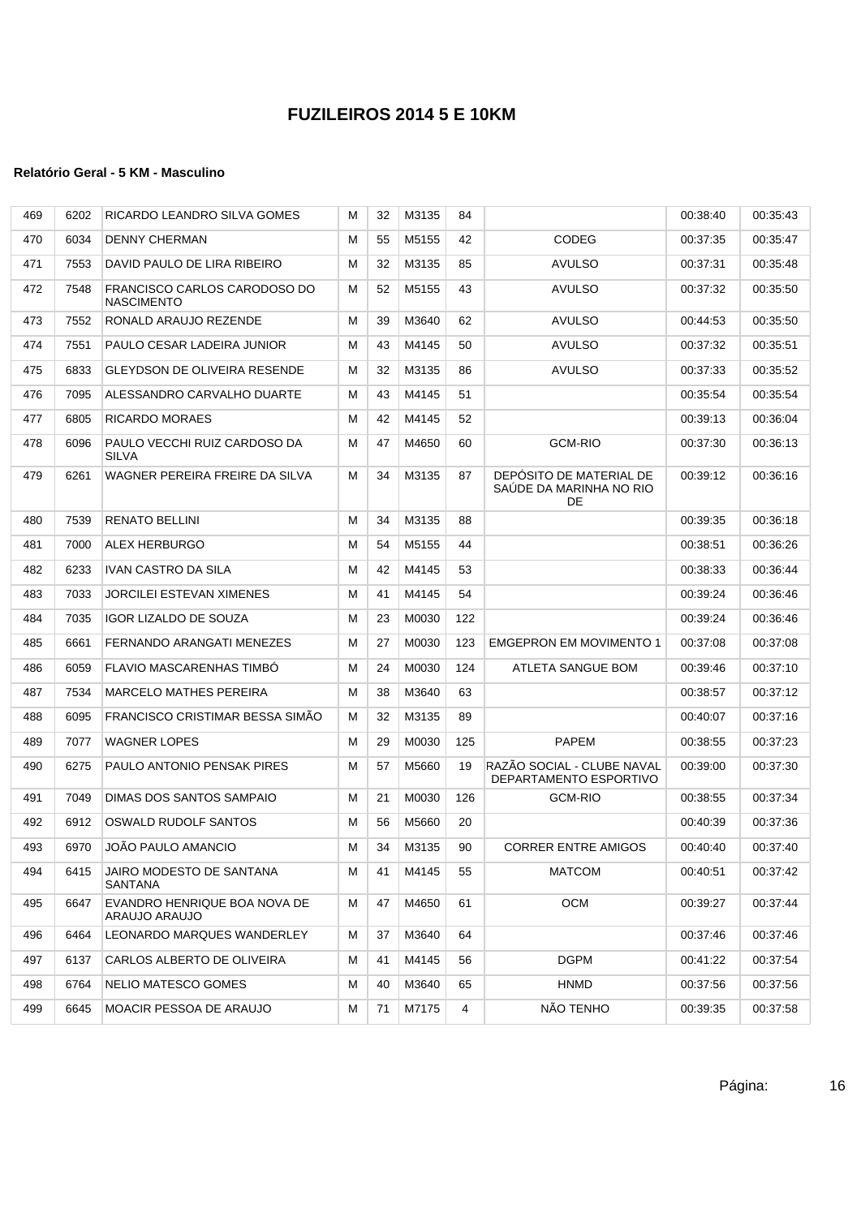# FUZILEIROS 2014 5 E 10KM

#### Relatório Geral - 5 KM - Masculino

| | | | | | | | | | |
|---|---|---|---|---|---|---|---|---|---|
| 469 | 6202 | RICARDO LEANDRO SILVA GOMES | M | 32 | M3135 | 84 | | 00:38:40 | 00:35:43 |
| 470 | 6034 | DENNY CHERMAN | M | 55 | M5155 | 42 | CODEG | 00:37:35 | 00:35:47 |
| 471 | 7553 | DAVID PAULO DE LIRA RIBEIRO | M | 32 | M3135 | 85 | AVULSO | 00:37:31 | 00:35:48 |
| 472 | 7548 | FRANCISCO CARLOS CARODOSO DO NASCIMENTO | M | 52 | M5155 | 43 | AVULSO | 00:37:32 | 00:35:50 |
| 473 | 7552 | RONALD ARAUJO REZENDE | M | 39 | M3640 | 62 | AVULSO | 00:44:53 | 00:35:50 |
| 474 | 7551 | PAULO CESAR LADEIRA JUNIOR | M | 43 | M4145 | 50 | AVULSO | 00:37:32 | 00:35:51 |
| 475 | 6833 | GLEYDSON DE OLIVEIRA RESENDE | M | 32 | M3135 | 86 | AVULSO | 00:37:33 | 00:35:52 |
| 476 | 7095 | ALESSANDRO CARVALHO DUARTE | M | 43 | M4145 | 51 | | 00:35:54 | 00:35:54 |
| 477 | 6805 | RICARDO MORAES | M | 42 | M4145 | 52 | | 00:39:13 | 00:36:04 |
| 478 | 6096 | PAULO VECCHI RUIZ CARDOSO DA SILVA | M | 47 | M4650 | 60 | GCM-RIO | 00:37:30 | 00:36:13 |
| 479 | 6261 | WAGNER PEREIRA FREIRE DA SILVA | M | 34 | M3135 | 87 | DEPÓSITO DE MATERIAL DE SAÚDE DA MARINHA NO RIO DE | 00:39:12 | 00:36:16 |
| 480 | 7539 | RENATO BELLINI | M | 34 | M3135 | 88 | | 00:39:35 | 00:36:18 |
| 481 | 7000 | ALEX HERBURGO | M | 54 | M5155 | 44 | | 00:38:51 | 00:36:26 |
| 482 | 6233 | IVAN CASTRO DA SILA | M | 42 | M4145 | 53 | | 00:38:33 | 00:36:44 |
| 483 | 7033 | JORCILEI ESTEVAN XIMENES | M | 41 | M4145 | 54 | | 00:39:24 | 00:36:46 |
| 484 | 7035 | IGOR LIZALDO DE SOUZA | M | 23 | M0030 | 122 | | 00:39:24 | 00:36:46 |
| 485 | 6661 | FERNANDO ARANGATI MENEZES | M | 27 | M0030 | 123 | EMGEPRON EM MOVIMENTO 1 | 00:37:08 | 00:37:08 |
| 486 | 6059 | FLAVIO MASCARENHAS TIMBÓ | M | 24 | M0030 | 124 | ATLETA SANGUE BOM | 00:39:46 | 00:37:10 |
| 487 | 7534 | MARCELO MATHES PEREIRA | M | 38 | M3640 | 63 | | 00:38:57 | 00:37:12 |
| 488 | 6095 | FRANCISCO CRISTIMAR BESSA SIMÃO | M | 32 | M3135 | 89 | | 00:40:07 | 00:37:16 |
| 489 | 7077 | WAGNER LOPES | M | 29 | M0030 | 125 | PAPEM | 00:38:55 | 00:37:23 |
| 490 | 6275 | PAULO ANTONIO PENSAK PIRES | M | 57 | M5660 | 19 | RAZÃO SOCIAL - CLUBE NAVAL DEPARTAMENTO ESPORTIVO | 00:39:00 | 00:37:30 |
| 491 | 7049 | DIMAS DOS SANTOS SAMPAIO | M | 21 | M0030 | 126 | GCM-RIO | 00:38:55 | 00:37:34 |
| 492 | 6912 | OSWALD RUDOLF SANTOS | M | 56 | M5660 | 20 | | 00:40:39 | 00:37:36 |
| 493 | 6970 | JOÃO PAULO AMANCIO | M | 34 | M3135 | 90 | CORRER ENTRE AMIGOS | 00:40:40 | 00:37:40 |
| 494 | 6415 | JAIRO MODESTO DE SANTANA SANTANA | M | 41 | M4145 | 55 | MATCOM | 00:40:51 | 00:37:42 |
| 495 | 6647 | EVANDRO HENRIQUE BOA NOVA DE ARAUJO ARAUJO | M | 47 | M4650 | 61 | OCM | 00:39:27 | 00:37:44 |
| 496 | 6464 | LEONARDO MARQUES WANDERLEY | M | 37 | M3640 | 64 | | 00:37:46 | 00:37:46 |
| 497 | 6137 | CARLOS ALBERTO DE OLIVEIRA | M | 41 | M4145 | 56 | DGPM | 00:41:22 | 00:37:54 |
| 498 | 6764 | NELIO MATESCO GOMES | M | 40 | M3640 | 65 | HNMD | 00:37:56 | 00:37:56 |
| 499 | 6645 | MOACIR PESSOA DE ARAUJO | M | 71 | M7175 | 4 | NÃO TENHO | 00:39:35 | 00:37:58 |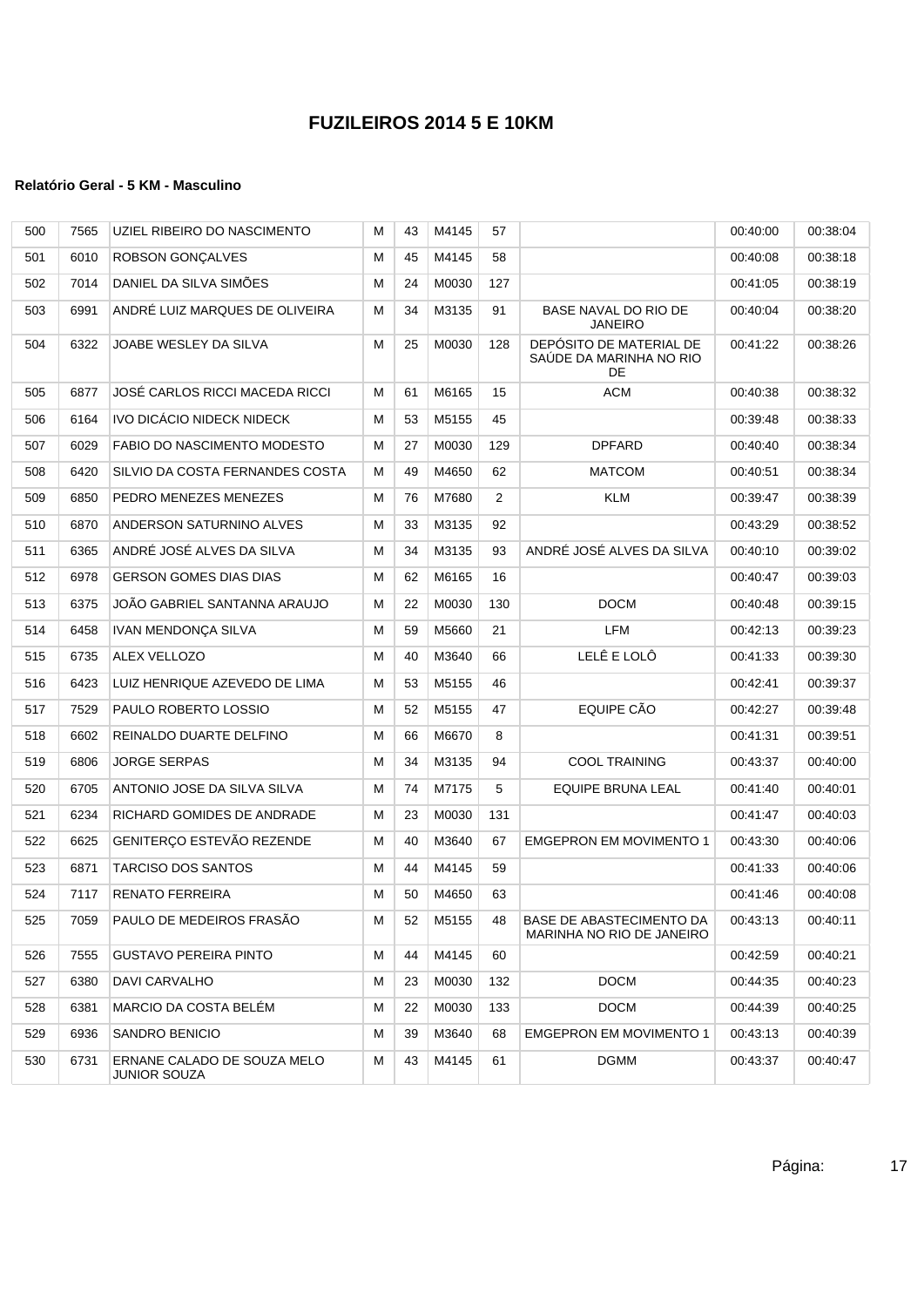# FUZILEIROS 2014 5 E 10KM

### Relatório Geral - 5 KM - Masculino

| | | | | | | | | | |
|---|---|---|---|---|---|---|---|---|---|
| 500 | 7565 | UZIEL RIBEIRO DO NASCIMENTO | M | 43 | M4145 | 57 | | 00:40:00 | 00:38:04 |
| 501 | 6010 | ROBSON GONÇALVES | M | 45 | M4145 | 58 | | 00:40:08 | 00:38:18 |
| 502 | 7014 | DANIEL DA SILVA SIMÕES | M | 24 | M0030 | 127 | | 00:41:05 | 00:38:19 |
| 503 | 6991 | ANDRÉ LUIZ MARQUES DE OLIVEIRA | M | 34 | M3135 | 91 | BASE NAVAL DO RIO DE JANEIRO | 00:40:04 | 00:38:20 |
| 504 | 6322 | JOABE WESLEY DA SILVA | M | 25 | M0030 | 128 | DEPÓSITO DE MATERIAL DE SAÚDE DA MARINHA NO RIO DE | 00:41:22 | 00:38:26 |
| 505 | 6877 | JOSÉ CARLOS RICCI MACEDA RICCI | M | 61 | M6165 | 15 | ACM | 00:40:38 | 00:38:32 |
| 506 | 6164 | IVO DICÁCIO NIDECK NIDECK | M | 53 | M5155 | 45 | | 00:39:48 | 00:38:33 |
| 507 | 6029 | FABIO DO NASCIMENTO MODESTO | M | 27 | M0030 | 129 | DPFARD | 00:40:40 | 00:38:34 |
| 508 | 6420 | SILVIO DA COSTA FERNANDES COSTA | M | 49 | M4650 | 62 | MATCOM | 00:40:51 | 00:38:34 |
| 509 | 6850 | PEDRO MENEZES MENEZES | M | 76 | M7680 | 2 | KLM | 00:39:47 | 00:38:39 |
| 510 | 6870 | ANDERSON SATURNINO ALVES | M | 33 | M3135 | 92 | | 00:43:29 | 00:38:52 |
| 511 | 6365 | ANDRÉ JOSÉ ALVES DA SILVA | M | 34 | M3135 | 93 | ANDRÉ JOSÉ ALVES DA SILVA | 00:40:10 | 00:39:02 |
| 512 | 6978 | GERSON GOMES DIAS DIAS | M | 62 | M6165 | 16 | | 00:40:47 | 00:39:03 |
| 513 | 6375 | JOÃO GABRIEL SANTANNA ARAUJO | M | 22 | M0030 | 130 | DOCM | 00:40:48 | 00:39:15 |
| 514 | 6458 | IVAN MENDONÇA SILVA | M | 59 | M5660 | 21 | LFM | 00:42:13 | 00:39:23 |
| 515 | 6735 | ALEX VELLOZO | M | 40 | M3640 | 66 | LELÊ E LOLÔ | 00:41:33 | 00:39:30 |
| 516 | 6423 | LUIZ HENRIQUE AZEVEDO DE LIMA | M | 53 | M5155 | 46 | | 00:42:41 | 00:39:37 |
| 517 | 7529 | PAULO ROBERTO LOSSIO | M | 52 | M5155 | 47 | EQUIPE CÃO | 00:42:27 | 00:39:48 |
| 518 | 6602 | REINALDO DUARTE DELFINO | M | 66 | M6670 | 8 | | 00:41:31 | 00:39:51 |
| 519 | 6806 | JORGE SERPAS | M | 34 | M3135 | 94 | COOL TRAINING | 00:43:37 | 00:40:00 |
| 520 | 6705 | ANTONIO JOSE DA SILVA SILVA | M | 74 | M7175 | 5 | EQUIPE BRUNA LEAL | 00:41:40 | 00:40:01 |
| 521 | 6234 | RICHARD GOMIDES DE ANDRADE | M | 23 | M0030 | 131 | | 00:41:47 | 00:40:03 |
| 522 | 6625 | GENITERÇO ESTEVÃO REZENDE | M | 40 | M3640 | 67 | EMGEPRON EM MOVIMENTO 1 | 00:43:30 | 00:40:06 |
| 523 | 6871 | TARCISO DOS SANTOS | M | 44 | M4145 | 59 | | 00:41:33 | 00:40:06 |
| 524 | 7117 | RENATO FERREIRA | M | 50 | M4650 | 63 | | 00:41:46 | 00:40:08 |
| 525 | 7059 | PAULO DE MEDEIROS FRASÃO | M | 52 | M5155 | 48 | BASE DE ABASTECIMENTO DA MARINHA NO RIO DE JANEIRO | 00:43:13 | 00:40:11 |
| 526 | 7555 | GUSTAVO PEREIRA PINTO | M | 44 | M4145 | 60 | | 00:42:59 | 00:40:21 |
| 527 | 6380 | DAVI CARVALHO | M | 23 | M0030 | 132 | DOCM | 00:44:35 | 00:40:23 |
| 528 | 6381 | MARCIO DA COSTA BELÉM | M | 22 | M0030 | 133 | DOCM | 00:44:39 | 00:40:25 |
| 529 | 6936 | SANDRO BENICIO | M | 39 | M3640 | 68 | EMGEPRON EM MOVIMENTO 1 | 00:43:13 | 00:40:39 |
| 530 | 6731 | ERNANE CALADO DE SOUZA MELO JUNIOR SOUZA | M | 43 | M4145 | 61 | DGMM | 00:43:37 | 00:40:47 |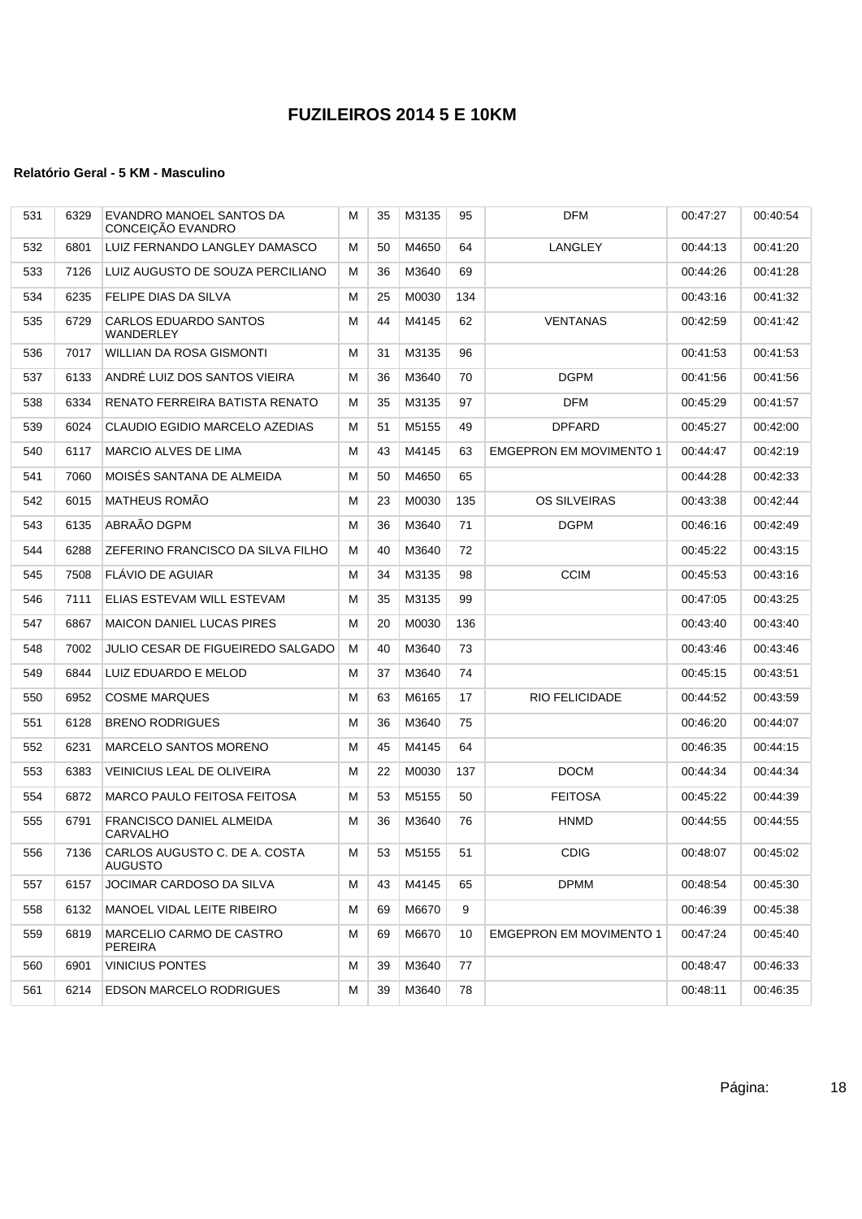# FUZILEIROS 2014 5 E 10KM

### Relatório Geral - 5 KM - Masculino

| | | | | | | | | | |
|---|---|---|---|---|---|---|---|---|---|
| 531 | 6329 | EVANDRO MANOEL SANTOS DA CONCEIÇÃO EVANDRO | M | 35 | M3135 | 95 | DFM | 00:47:27 | 00:40:54 |
| 532 | 6801 | LUIZ FERNANDO LANGLEY DAMASCO | M | 50 | M4650 | 64 | LANGLEY | 00:44:13 | 00:41:20 |
| 533 | 7126 | LUIZ AUGUSTO DE SOUZA PERCILIANO | M | 36 | M3640 | 69 | | 00:44:26 | 00:41:28 |
| 534 | 6235 | FELIPE DIAS DA SILVA | M | 25 | M0030 | 134 | | 00:43:16 | 00:41:32 |
| 535 | 6729 | CARLOS EDUARDO SANTOS WANDERLEY | M | 44 | M4145 | 62 | VENTANAS | 00:42:59 | 00:41:42 |
| 536 | 7017 | WILLIAN DA ROSA GISMONTI | M | 31 | M3135 | 96 | | 00:41:53 | 00:41:53 |
| 537 | 6133 | ANDRÉ LUIZ DOS SANTOS VIEIRA | M | 36 | M3640 | 70 | DGPM | 00:41:56 | 00:41:56 |
| 538 | 6334 | RENATO FERREIRA BATISTA RENATO | M | 35 | M3135 | 97 | DFM | 00:45:29 | 00:41:57 |
| 539 | 6024 | CLAUDIO EGIDIO MARCELO AZEDIAS | M | 51 | M5155 | 49 | DPFARD | 00:45:27 | 00:42:00 |
| 540 | 6117 | MARCIO ALVES DE LIMA | M | 43 | M4145 | 63 | EMGEPRON EM MOVIMENTO 1 | 00:44:47 | 00:42:19 |
| 541 | 7060 | MOISÉS SANTANA DE ALMEIDA | M | 50 | M4650 | 65 | | 00:44:28 | 00:42:33 |
| 542 | 6015 | MATHEUS ROMÃO | M | 23 | M0030 | 135 | OS SILVEIRAS | 00:43:38 | 00:42:44 |
| 543 | 6135 | ABRAÃO DGPM | M | 36 | M3640 | 71 | DGPM | 00:46:16 | 00:42:49 |
| 544 | 6288 | ZEFERINO FRANCISCO DA SILVA FILHO | M | 40 | M3640 | 72 | | 00:45:22 | 00:43:15 |
| 545 | 7508 | FLÁVIO DE AGUIAR | M | 34 | M3135 | 98 | CCIM | 00:45:53 | 00:43:16 |
| 546 | 7111 | ELIAS ESTEVAM WILL ESTEVAM | M | 35 | M3135 | 99 | | 00:47:05 | 00:43:25 |
| 547 | 6867 | MAICON DANIEL LUCAS PIRES | M | 20 | M0030 | 136 | | 00:43:40 | 00:43:40 |
| 548 | 7002 | JULIO CESAR DE FIGUEIREDO SALGADO | M | 40 | M3640 | 73 | | 00:43:46 | 00:43:46 |
| 549 | 6844 | LUIZ EDUARDO E MELOD | M | 37 | M3640 | 74 | | 00:45:15 | 00:43:51 |
| 550 | 6952 | COSME MARQUES | M | 63 | M6165 | 17 | RIO FELICIDADE | 00:44:52 | 00:43:59 |
| 551 | 6128 | BRENO RODRIGUES | M | 36 | M3640 | 75 | | 00:46:20 | 00:44:07 |
| 552 | 6231 | MARCELO SANTOS MORENO | M | 45 | M4145 | 64 | | 00:46:35 | 00:44:15 |
| 553 | 6383 | VEINICIUS LEAL DE OLIVEIRA | M | 22 | M0030 | 137 | DOCM | 00:44:34 | 00:44:34 |
| 554 | 6872 | MARCO PAULO FEITOSA FEITOSA | M | 53 | M5155 | 50 | FEITOSA | 00:45:22 | 00:44:39 |
| 555 | 6791 | FRANCISCO DANIEL ALMEIDA CARVALHO | M | 36 | M3640 | 76 | HNMD | 00:44:55 | 00:44:55 |
| 556 | 7136 | CARLOS AUGUSTO C. DE A. COSTA AUGUSTO | M | 53 | M5155 | 51 | CDIG | 00:48:07 | 00:45:02 |
| 557 | 6157 | JOCIMAR CARDOSO DA SILVA | M | 43 | M4145 | 65 | DPMM | 00:48:54 | 00:45:30 |
| 558 | 6132 | MANOEL VIDAL LEITE RIBEIRO | M | 69 | M6670 | 9 | | 00:46:39 | 00:45:38 |
| 559 | 6819 | MARCELIO CARMO DE CASTRO PEREIRA | M | 69 | M6670 | 10 | EMGEPRON EM MOVIMENTO 1 | 00:47:24 | 00:45:40 |
| 560 | 6901 | VINICIUS PONTES | M | 39 | M3640 | 77 | | 00:48:47 | 00:46:33 |
| 561 | 6214 | EDSON MARCELO RODRIGUES | M | 39 | M3640 | 78 | | 00:48:11 | 00:46:35 |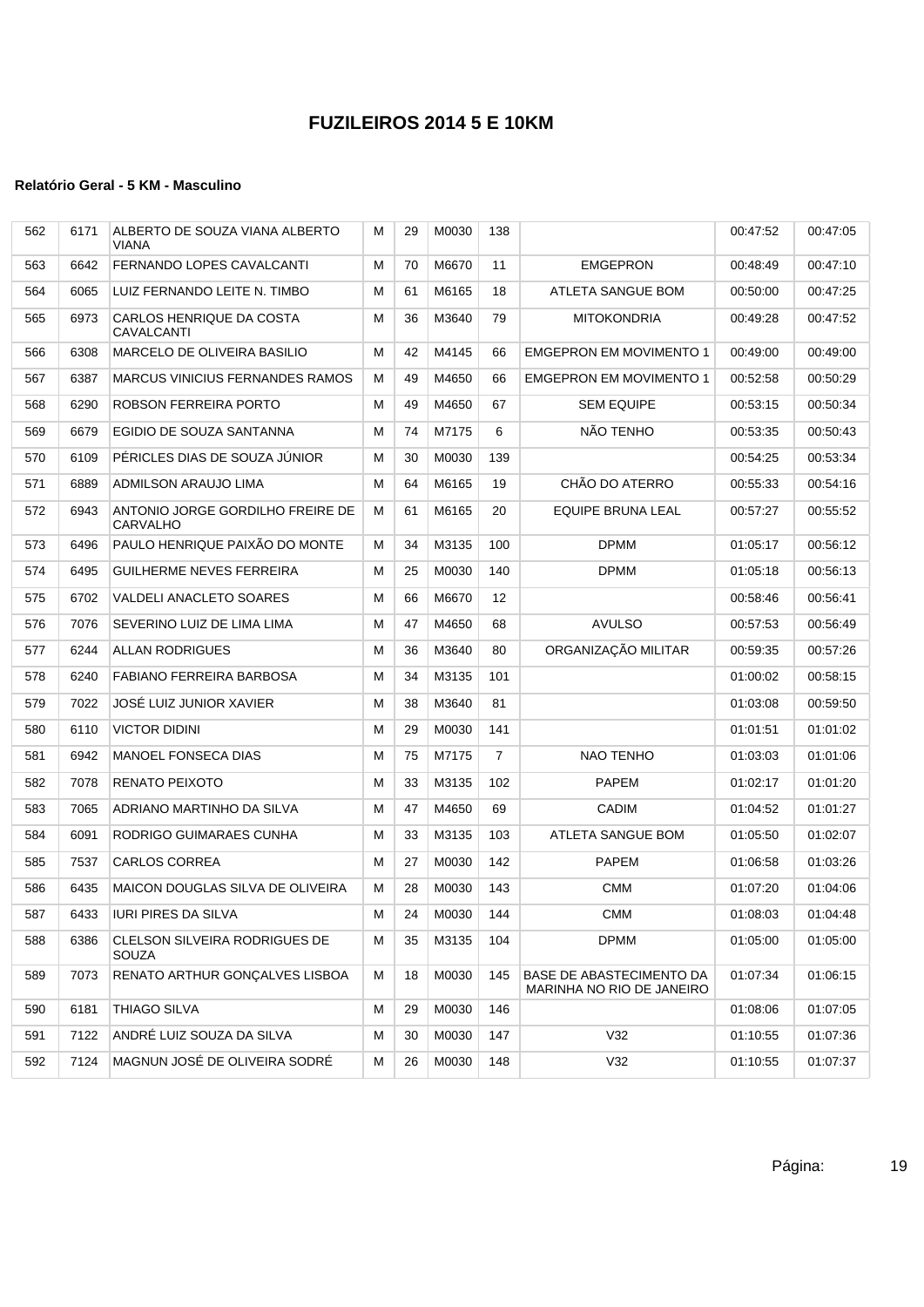# FUZILEIROS 2014 5 E 10KM

#### Relatório Geral - 5 KM - Masculino

| | | | | | | | | | |
|---|---|---|---|---|---|---|---|---|---|
| 562 | 6171 | ALBERTO DE SOUZA VIANA ALBERTO VIANA | M | 29 | M0030 | 138 | | 00:47:52 | 00:47:05 |
| 563 | 6642 | FERNANDO LOPES CAVALCANTI | M | 70 | M6670 | 11 | EMGEPRON | 00:48:49 | 00:47:10 |
| 564 | 6065 | LUIZ FERNANDO LEITE N. TIMBO | M | 61 | M6165 | 18 | ATLETA SANGUE BOM | 00:50:00 | 00:47:25 |
| 565 | 6973 | CARLOS HENRIQUE DA COSTA CAVALCANTI | M | 36 | M3640 | 79 | MITOKONDRIA | 00:49:28 | 00:47:52 |
| 566 | 6308 | MARCELO DE OLIVEIRA BASILIO | M | 42 | M4145 | 66 | EMGEPRON EM MOVIMENTO 1 | 00:49:00 | 00:49:00 |
| 567 | 6387 | MARCUS VINICIUS FERNANDES RAMOS | M | 49 | M4650 | 66 | EMGEPRON EM MOVIMENTO 1 | 00:52:58 | 00:50:29 |
| 568 | 6290 | ROBSON FERREIRA PORTO | M | 49 | M4650 | 67 | SEM EQUIPE | 00:53:15 | 00:50:34 |
| 569 | 6679 | EGIDIO DE SOUZA SANTANNA | M | 74 | M7175 | 6 | NÃO TENHO | 00:53:35 | 00:50:43 |
| 570 | 6109 | PÉRICLES DIAS DE SOUZA JÚNIOR | M | 30 | M0030 | 139 | | 00:54:25 | 00:53:34 |
| 571 | 6889 | ADMILSON ARAUJO LIMA | M | 64 | M6165 | 19 | CHÃO DO ATERRO | 00:55:33 | 00:54:16 |
| 572 | 6943 | ANTONIO JORGE GORDILHO FREIRE DE CARVALHO | M | 61 | M6165 | 20 | EQUIPE BRUNA LEAL | 00:57:27 | 00:55:52 |
| 573 | 6496 | PAULO HENRIQUE PAIXÃO DO MONTE | M | 34 | M3135 | 100 | DPMM | 01:05:17 | 00:56:12 |
| 574 | 6495 | GUILHERME NEVES FERREIRA | M | 25 | M0030 | 140 | DPMM | 01:05:18 | 00:56:13 |
| 575 | 6702 | VALDELI ANACLETO SOARES | M | 66 | M6670 | 12 | | 00:58:46 | 00:56:41 |
| 576 | 7076 | SEVERINO LUIZ DE LIMA LIMA | M | 47 | M4650 | 68 | AVULSO | 00:57:53 | 00:56:49 |
| 577 | 6244 | ALLAN RODRIGUES | M | 36 | M3640 | 80 | ORGANIZAÇÃO MILITAR | 00:59:35 | 00:57:26 |
| 578 | 6240 | FABIANO FERREIRA BARBOSA | M | 34 | M3135 | 101 | | 01:00:02 | 00:58:15 |
| 579 | 7022 | JOSÉ LUIZ JUNIOR XAVIER | M | 38 | M3640 | 81 | | 01:03:08 | 00:59:50 |
| 580 | 6110 | VICTOR DIDINI | M | 29 | M0030 | 141 | | 01:01:51 | 01:01:02 |
| 581 | 6942 | MANOEL FONSECA DIAS | M | 75 | M7175 | 7 | NAO TENHO | 01:03:03 | 01:01:06 |
| 582 | 7078 | RENATO PEIXOTO | M | 33 | M3135 | 102 | PAPEM | 01:02:17 | 01:01:20 |
| 583 | 7065 | ADRIANO MARTINHO DA SILVA | M | 47 | M4650 | 69 | CADIM | 01:04:52 | 01:01:27 |
| 584 | 6091 | RODRIGO GUIMARAES CUNHA | M | 33 | M3135 | 103 | ATLETA SANGUE BOM | 01:05:50 | 01:02:07 |
| 585 | 7537 | CARLOS CORREA | M | 27 | M0030 | 142 | PAPEM | 01:06:58 | 01:03:26 |
| 586 | 6435 | MAICON DOUGLAS SILVA DE OLIVEIRA | M | 28 | M0030 | 143 | CMM | 01:07:20 | 01:04:06 |
| 587 | 6433 | IURI PIRES DA SILVA | M | 24 | M0030 | 144 | CMM | 01:08:03 | 01:04:48 |
| 588 | 6386 | CLELSON SILVEIRA RODRIGUES DE SOUZA | M | 35 | M3135 | 104 | DPMM | 01:05:00 | 01:05:00 |
| 589 | 7073 | RENATO ARTHUR GONÇALVES LISBOA | M | 18 | M0030 | 145 | BASE DE ABASTECIMENTO DA MARINHA NO RIO DE JANEIRO | 01:07:34 | 01:06:15 |
| 590 | 6181 | THIAGO SILVA | M | 29 | M0030 | 146 | | 01:08:06 | 01:07:05 |
| 591 | 7122 | ANDRÉ LUIZ SOUZA DA SILVA | M | 30 | M0030 | 147 | V32 | 01:10:55 | 01:07:36 |
| 592 | 7124 | MAGNUN JOSÉ DE OLIVEIRA SODRÉ | M | 26 | M0030 | 148 | V32 | 01:10:55 | 01:07:37 |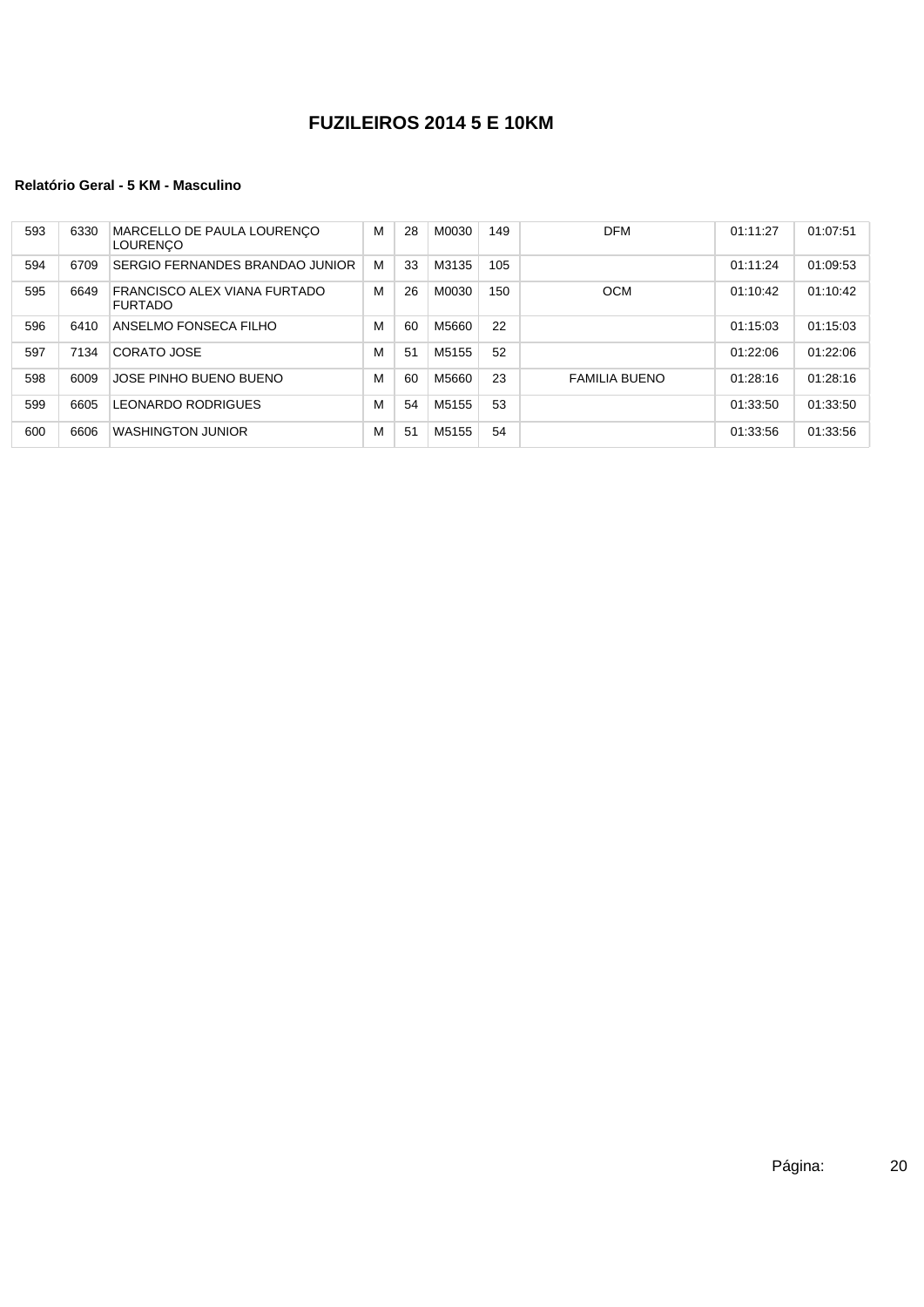# FUZILEIROS 2014 5 E 10KM

**Relatório Geral - 5 KM - Masculino**

| | | | | | | | | | |
|---|---|---|---|---|---|---|---|---|---|
| 593 | 6330 | MARCELLO DE PAULA LOURENÇO LOURENÇO | M | 28 | M0030 | 149 | DFM | 01:11:27 | 01:07:51 |
| 594 | 6709 | SERGIO FERNANDES BRANDAO JUNIOR | M | 33 | M3135 | 105 | | 01:11:24 | 01:09:53 |
| 595 | 6649 | FRANCISCO ALEX VIANA FURTADO FURTADO | M | 26 | M0030 | 150 | OCM | 01:10:42 | 01:10:42 |
| 596 | 6410 | ANSELMO FONSECA FILHO | M | 60 | M5660 | 22 | | 01:15:03 | 01:15:03 |
| 597 | 7134 | CORATO JOSE | M | 51 | M5155 | 52 | | 01:22:06 | 01:22:06 |
| 598 | 6009 | JOSE PINHO BUENO BUENO | M | 60 | M5660 | 23 | FAMILIA BUENO | 01:28:16 | 01:28:16 |
| 599 | 6605 | LEONARDO RODRIGUES | M | 54 | M5155 | 53 | | 01:33:50 | 01:33:50 |
| 600 | 6606 | WASHINGTON JUNIOR | M | 51 | M5155 | 54 | | 01:33:56 | 01:33:56 |